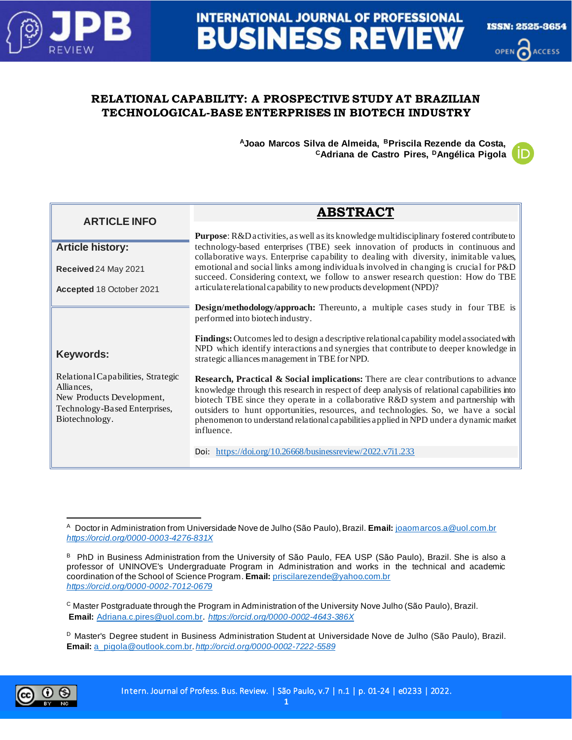# RELATIONAL CAPABILITY: A PROSPECTIVE STUDY AT BRAZILIAN TECHNOLOGICAL-BASE ENTERPRISES IN BIOTECH INDUSTRY

**[A]Joao Marcos Silva de Almeida, [B]Priscila Rezende da Costa, [C]Adriana de Castro Pires, [D]Angélica Pigola**

## ARTICLE INFO

**Article history:**

**Received** 24 May 2021

**Accepted** 18 October 2021

**Keywords:**

Relational Capabilities, Strategic Alliances, New Products Development, Technology-Based Enterprises, Biotechnology.

## ABSTRACT

**Purpose**: R&D activities, as well as its knowledge multidisciplinary fostered contribute to technology-based enterprises (TBE) seek innovation of products in continuous and collaborative ways. Enterprise capability to dealing with diversity, inimitable values, emotional and social links among individuals involved in changing is crucial for P&D succeed. Considering context, we follow to answer research question: How do TBE articulate relational capability to new products development (NPD)?

**Design/methodology/approach:** Thereunto, a multiple cases study in four TBE is performed into biotech industry.

**Findings:** Outcomes led to design a descriptive relational capability model associated with NPD which identify interactions and synergies that contribute to deeper knowledge in strategic alliances management in TBE for NPD.

**Research, Practical & Social implications:** There are clear contributions to advance knowledge through this research in respect of deep analysis of relational capabilities into biotech TBE since they operate in a collaborative R&D system and partnership with outsiders to hunt opportunities, resources, and technologies. So, we have a social phenomenon to understand relational capabilities applied in NPD under a dynamic market influence.

Doi: https://doi.org/10.26668/businessreview/2022.v7i1.233

---

[A] Doctor in Administration from Universidade Nove de Julho (São Paulo), Brazil. **Email:** joaomarcos.a@uol.com.br *https://orcid.org/0000-0003-4276-831X*

[B] PhD in Business Administration from the University of São Paulo, FEA USP (São Paulo), Brazil. She is also a professor of UNINOVE's Undergraduate Program in Administration and works in the technical and academic coordination of the School of Science Program. **Email:** priscilarezende@yahoo.com.br *https://orcid.org/0000-0002-7012-0679*

[C] Master Postgraduate through the Program in Administration of the University Nove Julho (São Paulo), Brazil. **Email:** Adriana.c.pires@uol.com.br. *https://orcid.org/0000-0002-4643-386X*

[D] Master's Degree student in Business Administration Student at Universidade Nove de Julho (São Paulo), Brazil. **Email:** a_pigola@outlook.com.br. *http://orcid.org/0000-0002-7222-5589*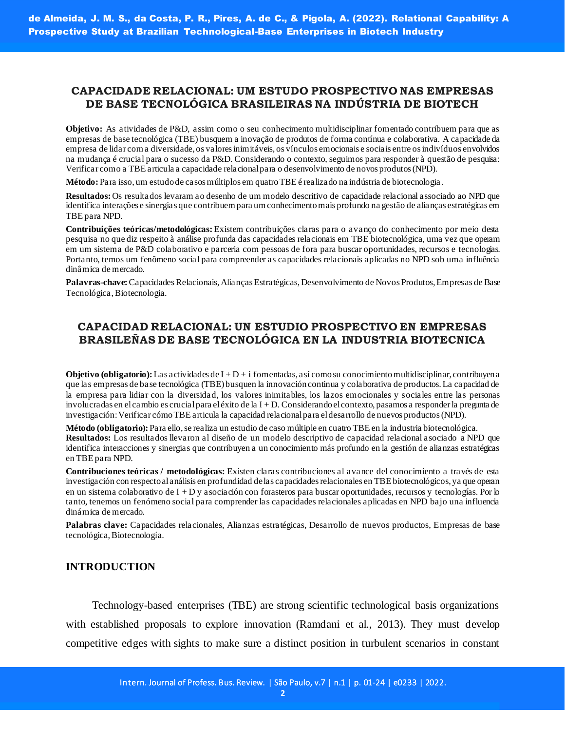## CAPACIDADE RELACIONAL: UM ESTUDO PROSPECTIVO NAS EMPRESAS DE BASE TECNOLÓGICA BRASILEIRAS NA INDÚSTRIA DE BIOTECH

**Objetivo:** As atividades de P&D, assim como o seu conhecimento multidisciplinar fomentado contribuem para que as empresas de base tecnológica (TBE) busquem a inovação de produtos de forma contínua e colaborativa. A capacidade da empresa de lidar com a diversidade, os valores inimitáveis, os vínculos emocionais e sociais entre os indivíduos envolvidos na mudança é crucial para o sucesso da P&D. Considerando o contexto, seguimos para responder à questão de pesquisa: Verificar como a TBE articula a capacidade relacional para o desenvolvimento de novos produtos (NPD).

**Método:** Para isso, um estudo de casos múltiplos em quatro TBE é realizado na indústria de biotecnologia.

**Resultados:** Os resultados levaram ao desenho de um modelo descritivo de capacidade relacional associado ao NPD que identifica interações e sinergias que contribuem para um conhecimento mais profundo na gestão de alianças estratégicas em TBE para NPD.

**Contribuições teóricas/metodológicas:** Existem contribuições claras para o avanço do conhecimento por meio desta pesquisa no que diz respeito à análise profunda das capacidades relacionais em TBE biotecnológica, uma vez que operam em um sistema de P&D colaborativo e parceria com pessoas de fora para buscar oportunidades, recursos e tecnologias. Portanto, temos um fenômeno social para compreender as capacidades relacionais aplicadas no NPD sob uma influência dinâmica de mercado.

**Palavras-chave:** Capacidades Relacionais, Alianças Estratégicas, Desenvolvimento de Novos Produtos, Empresas de Base Tecnológica, Biotecnologia.

## CAPACIDAD RELACIONAL: UN ESTUDIO PROSPECTIVO EN EMPRESAS BRASILEÑAS DE BASE TECNOLÓGICA EN LA INDUSTRIA BIOTECNICA

**Objetivo (obligatorio):** Las actividades de I + D + i fomentadas, así como su conocimiento multidisciplinar, contribuyen a que las empresas de base tecnológica (TBE) busquen la innovación continua y colaborativa de productos. La capacidad de la empresa para lidiar con la diversidad, los valores inimitables, los lazos emocionales y sociales entre las personas involucradas en el cambio es crucial para el éxito de la I + D. Considerando el contexto, pasamos a responder la pregunta de investigación: Verificar cómo TBE articula la capacidad relacional para el desarrollo de nuevos productos (NPD).

**Método (obligatorio):** Para ello, se realiza un estudio de caso múltiple en cuatro TBE en la industria biotecnológica.

**Resultados:** Los resultados llevaron al diseño de un modelo descriptivo de capacidad relacional asociado a NPD que identifica interacciones y sinergias que contribuyen a un conocimiento más profundo en la gestión de alianzas estratégicas en TBE para NPD.

**Contribuciones teóricas / metodológicas:** Existen claras contribuciones al avance del conocimiento a través de esta investigación con respecto al análisis en profundidad de las capacidades relacionales en TBE biotecnológicos, ya que operan en un sistema colaborativo de I + D y asociación con forasteros para buscar oportunidades, recursos y tecnologías. Por lo tanto, tenemos un fenómeno social para comprender las capacidades relacionales aplicadas en NPD bajo una influencia dinámica de mercado.

**Palabras clave:** Capacidades relacionales, Alianzas estratégicas, Desarrollo de nuevos productos, Empresas de base tecnológica, Biotecnología.

## INTRODUCTION

Technology-based enterprises (TBE) are strong scientific technological basis organizations with established proposals to explore innovation (Ramdani et al., 2013). They must develop competitive edges with sights to make sure a distinct position in turbulent scenarios in constant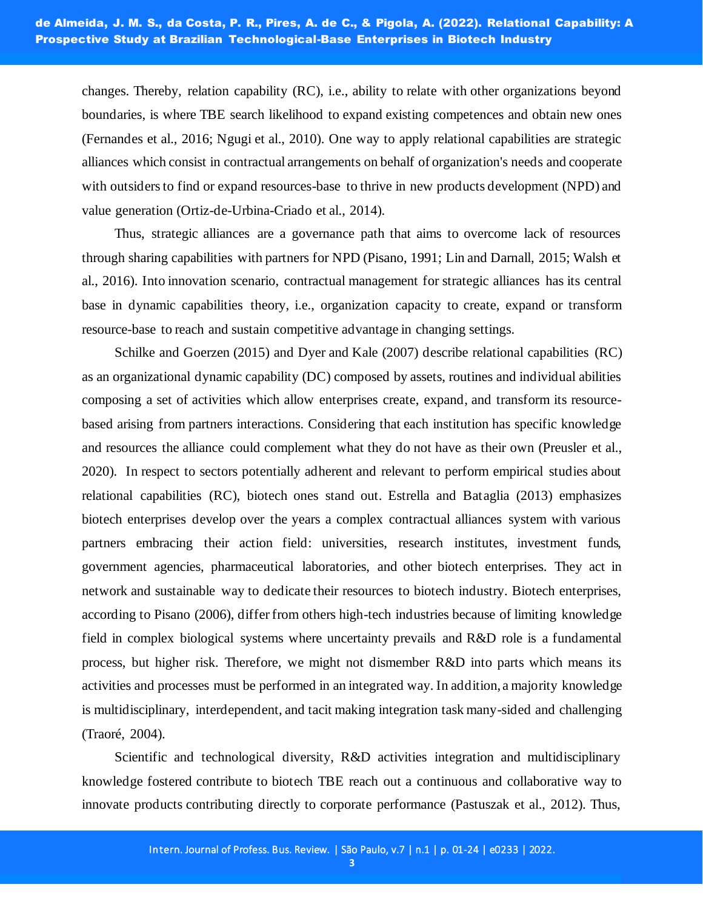changes. Thereby, relation capability (RC), i.e., ability to relate with other organizations beyond boundaries, is where TBE search likelihood to expand existing competences and obtain new ones (Fernandes et al., 2016; Ngugi et al., 2010). One way to apply relational capabilities are strategic alliances which consist in contractual arrangements on behalf of organization's needs and cooperate with outsiders to find or expand resources-base to thrive in new products development (NPD) and value generation (Ortiz-de-Urbina-Criado et al., 2014).

Thus, strategic alliances are a governance path that aims to overcome lack of resources through sharing capabilities with partners for NPD (Pisano, 1991; Lin and Darnall, 2015; Walsh et al., 2016). Into innovation scenario, contractual management for strategic alliances has its central base in dynamic capabilities theory, i.e., organization capacity to create, expand or transform resource-base to reach and sustain competitive advantage in changing settings.

Schilke and Goerzen (2015) and Dyer and Kale (2007) describe relational capabilities (RC) as an organizational dynamic capability (DC) composed by assets, routines and individual abilities composing a set of activities which allow enterprises create, expand, and transform its resource-based arising from partners interactions. Considering that each institution has specific knowledge and resources the alliance could complement what they do not have as their own (Preusler et al., 2020). In respect to sectors potentially adherent and relevant to perform empirical studies about relational capabilities (RC), biotech ones stand out. Estrella and Bataglia (2013) emphasizes biotech enterprises develop over the years a complex contractual alliances system with various partners embracing their action field: universities, research institutes, investment funds, government agencies, pharmaceutical laboratories, and other biotech enterprises. They act in network and sustainable way to dedicate their resources to biotech industry. Biotech enterprises, according to Pisano (2006), differ from others high-tech industries because of limiting knowledge field in complex biological systems where uncertainty prevails and R&D role is a fundamental process, but higher risk. Therefore, we might not dismember R&D into parts which means its activities and processes must be performed in an integrated way. In addition, a majority knowledge is multidisciplinary, interdependent, and tacit making integration task many-sided and challenging (Traoré, 2004).

Scientific and technological diversity, R&D activities integration and multidisciplinary knowledge fostered contribute to biotech TBE reach out a continuous and collaborative way to innovate products contributing directly to corporate performance (Pastuszak et al., 2012). Thus,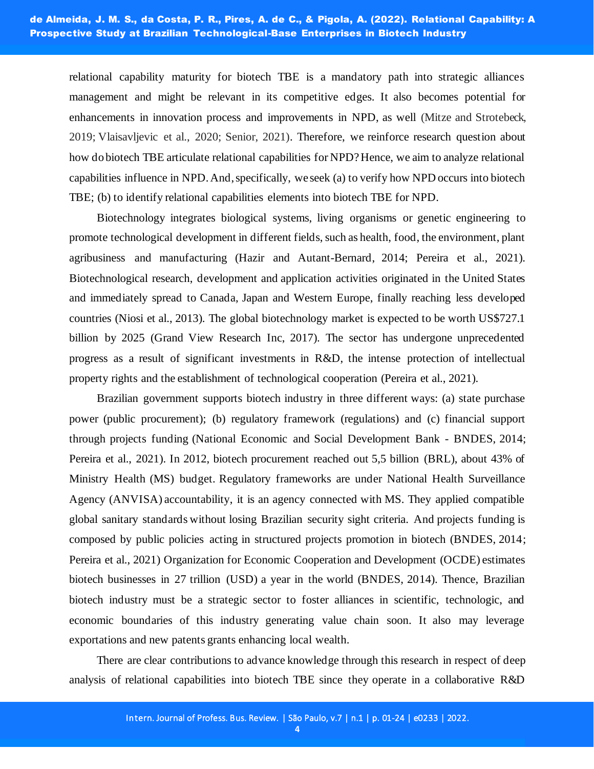relational capability maturity for biotech TBE is a mandatory path into strategic alliances management and might be relevant in its competitive edges. It also becomes potential for enhancements in innovation process and improvements in NPD, as well (Mitze and Strotebeck, 2019; Vlaisavljevic et al., 2020; Senior, 2021). Therefore, we reinforce research question about how do biotech TBE articulate relational capabilities for NPD? Hence, we aim to analyze relational capabilities influence in NPD. And, specifically, we seek (a) to verify how NPD occurs into biotech TBE; (b) to identify relational capabilities elements into biotech TBE for NPD.

Biotechnology integrates biological systems, living organisms or genetic engineering to promote technological development in different fields, such as health, food, the environment, plant agribusiness and manufacturing (Hazir and Autant-Bernard, 2014; Pereira et al., 2021). Biotechnological research, development and application activities originated in the United States and immediately spread to Canada, Japan and Western Europe, finally reaching less developed countries (Niosi et al., 2013). The global biotechnology market is expected to be worth US$727.1 billion by 2025 (Grand View Research Inc, 2017). The sector has undergone unprecedented progress as a result of significant investments in R&D, the intense protection of intellectual property rights and the establishment of technological cooperation (Pereira et al., 2021).

Brazilian government supports biotech industry in three different ways: (a) state purchase power (public procurement); (b) regulatory framework (regulations) and (c) financial support through projects funding (National Economic and Social Development Bank - BNDES, 2014; Pereira et al., 2021). In 2012, biotech procurement reached out 5,5 billion (BRL), about 43% of Ministry Health (MS) budget. Regulatory frameworks are under National Health Surveillance Agency (ANVISA) accountability, it is an agency connected with MS. They applied compatible global sanitary standards without losing Brazilian security sight criteria. And projects funding is composed by public policies acting in structured projects promotion in biotech (BNDES, 2014; Pereira et al., 2021) Organization for Economic Cooperation and Development (OCDE) estimates biotech businesses in 27 trillion (USD) a year in the world (BNDES, 2014). Thence, Brazilian biotech industry must be a strategic sector to foster alliances in scientific, technologic, and economic boundaries of this industry generating value chain soon. It also may leverage exportations and new patents grants enhancing local wealth.

There are clear contributions to advance knowledge through this research in respect of deep analysis of relational capabilities into biotech TBE since they operate in a collaborative R&D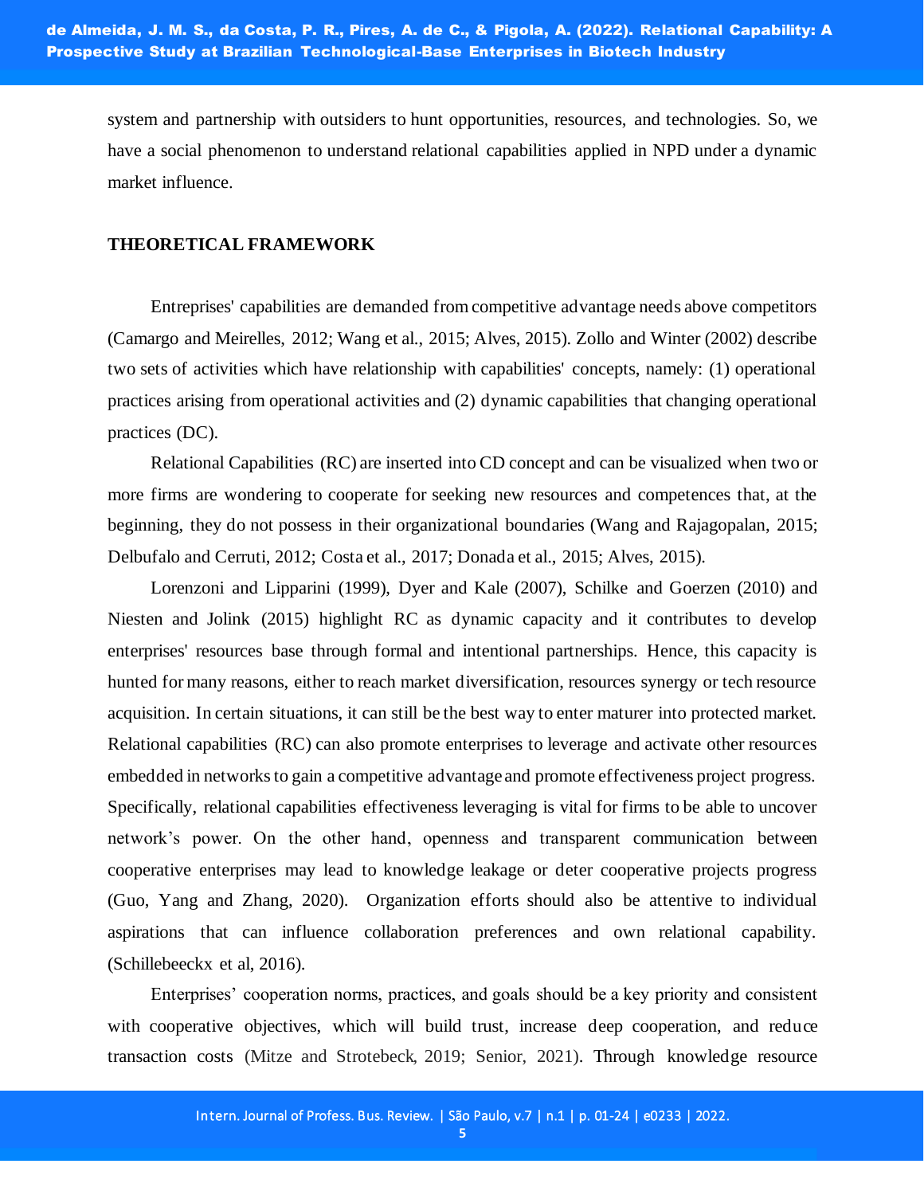system and partnership with outsiders to hunt opportunities, resources, and technologies. So, we have a social phenomenon to understand relational capabilities applied in NPD under a dynamic market influence.

## THEORETICAL FRAMEWORK

Entreprises' capabilities are demanded from competitive advantage needs above competitors (Camargo and Meirelles, 2012; Wang et al., 2015; Alves, 2015). Zollo and Winter (2002) describe two sets of activities which have relationship with capabilities' concepts, namely: (1) operational practices arising from operational activities and (2) dynamic capabilities that changing operational practices (DC).

Relational Capabilities (RC) are inserted into CD concept and can be visualized when two or more firms are wondering to cooperate for seeking new resources and competences that, at the beginning, they do not possess in their organizational boundaries (Wang and Rajagopalan, 2015; Delbufalo and Cerruti, 2012; Costa et al., 2017; Donada et al., 2015; Alves, 2015).

Lorenzoni and Lipparini (1999), Dyer and Kale (2007), Schilke and Goerzen (2010) and Niesten and Jolink (2015) highlight RC as dynamic capacity and it contributes to develop enterprises' resources base through formal and intentional partnerships. Hence, this capacity is hunted for many reasons, either to reach market diversification, resources synergy or tech resource acquisition. In certain situations, it can still be the best way to enter maturer into protected market. Relational capabilities (RC) can also promote enterprises to leverage and activate other resources embedded in networks to gain a competitive advantage and promote effectiveness project progress. Specifically, relational capabilities effectiveness leveraging is vital for firms to be able to uncover network's power. On the other hand, openness and transparent communication between cooperative enterprises may lead to knowledge leakage or deter cooperative projects progress (Guo, Yang and Zhang, 2020). Organization efforts should also be attentive to individual aspirations that can influence collaboration preferences and own relational capability. (Schillebeeckx et al, 2016).

Enterprises' cooperation norms, practices, and goals should be a key priority and consistent with cooperative objectives, which will build trust, increase deep cooperation, and reduce transaction costs (Mitze and Strotebeck, 2019; Senior, 2021). Through knowledge resource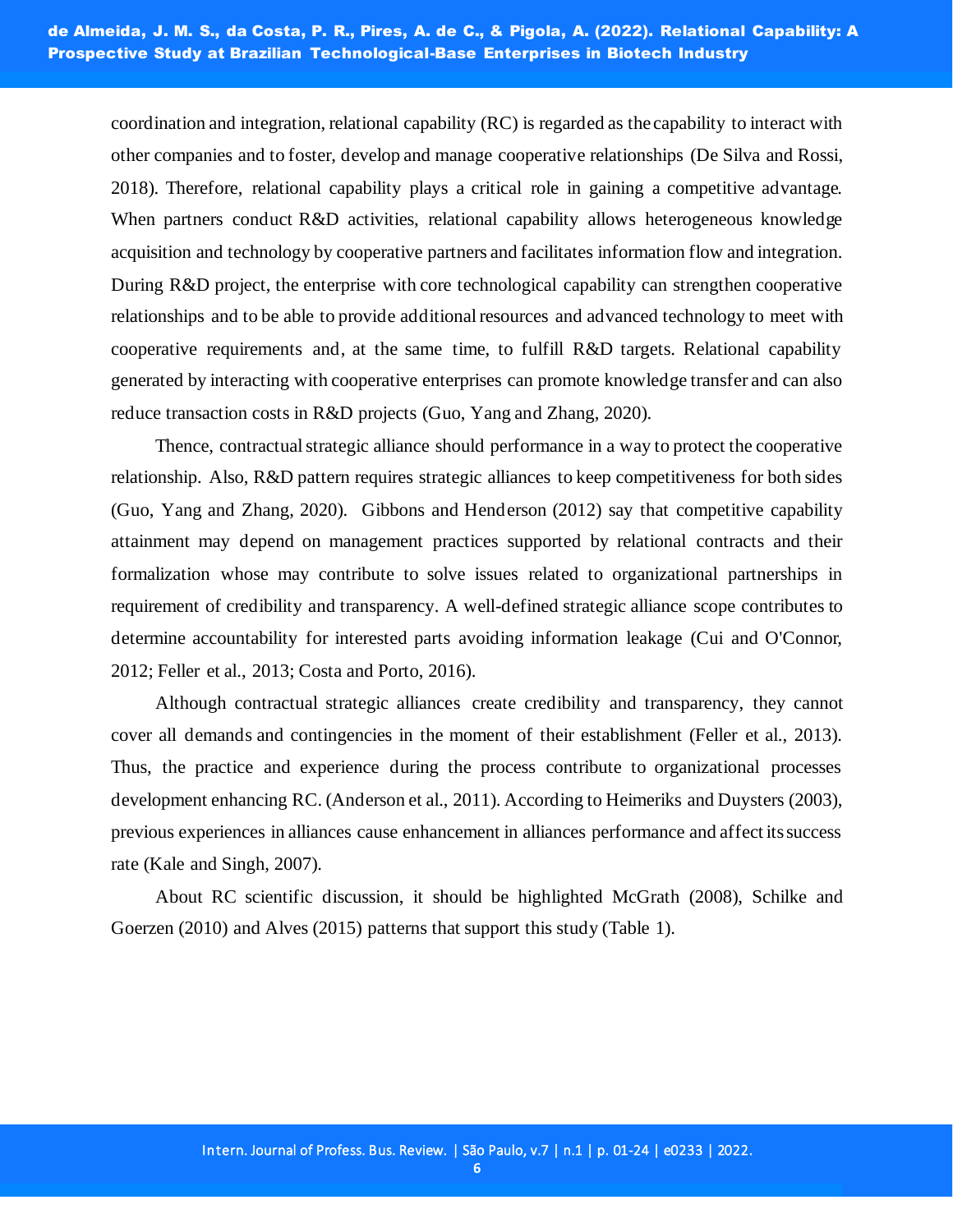coordination and integration, relational capability (RC) is regarded as the capability to interact with other companies and to foster, develop and manage cooperative relationships (De Silva and Rossi, 2018). Therefore, relational capability plays a critical role in gaining a competitive advantage. When partners conduct R&D activities, relational capability allows heterogeneous knowledge acquisition and technology by cooperative partners and facilitates information flow and integration. During R&D project, the enterprise with core technological capability can strengthen cooperative relationships and to be able to provide additional resources and advanced technology to meet with cooperative requirements and, at the same time, to fulfill R&D targets. Relational capability generated by interacting with cooperative enterprises can promote knowledge transfer and can also reduce transaction costs in R&D projects (Guo, Yang and Zhang, 2020).

Thence, contractual strategic alliance should performance in a way to protect the cooperative relationship. Also, R&D pattern requires strategic alliances to keep competitiveness for both sides (Guo, Yang and Zhang, 2020). Gibbons and Henderson (2012) say that competitive capability attainment may depend on management practices supported by relational contracts and their formalization whose may contribute to solve issues related to organizational partnerships in requirement of credibility and transparency. A well-defined strategic alliance scope contributes to determine accountability for interested parts avoiding information leakage (Cui and O'Connor, 2012; Feller et al., 2013; Costa and Porto, 2016).

Although contractual strategic alliances create credibility and transparency, they cannot cover all demands and contingencies in the moment of their establishment (Feller et al., 2013). Thus, the practice and experience during the process contribute to organizational processes development enhancing RC. (Anderson et al., 2011). According to Heimeriks and Duysters (2003), previous experiences in alliances cause enhancement in alliances performance and affect its success rate (Kale and Singh, 2007).

About RC scientific discussion, it should be highlighted McGrath (2008), Schilke and Goerzen (2010) and Alves (2015) patterns that support this study (Table 1).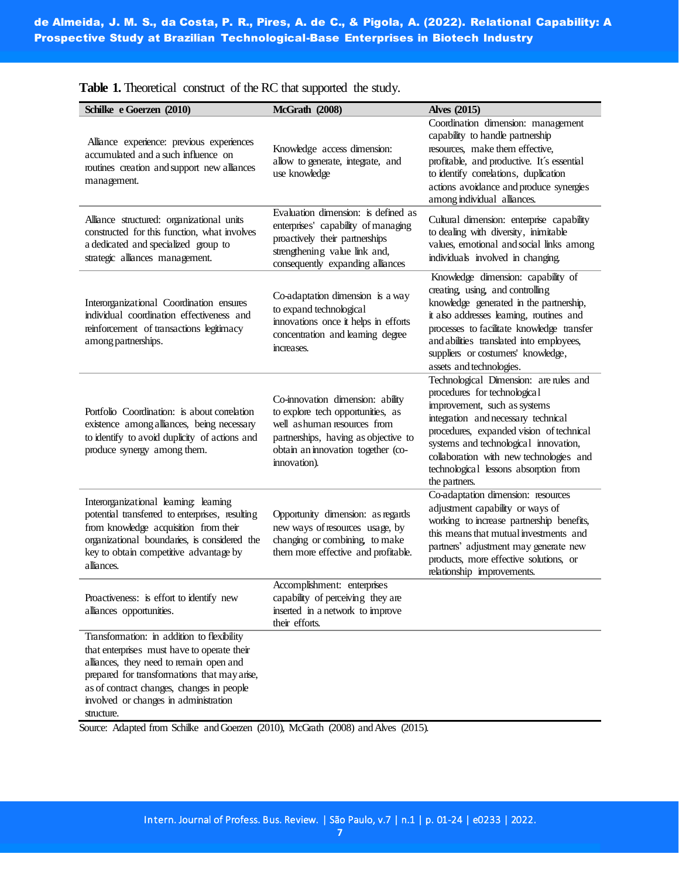**Table 1.** Theoretical construct of the RC that supported the study.

| Schilke e Goerzen (2010) | McGrath (2008) | Alves (2015) |
|---|---|---|
| Alliance experience: previous experiences accumulated and a such influence on routines creation and support new alliances management. | Knowledge access dimension: allow to generate, integrate, and use knowledge | Coordination dimension: management capability to handle partnership resources, make them effective, profitable, and productive. It´s essential to identify correlations, duplication actions avoidance and produce synergies among individual alliances. |
| Alliance structured: organizational units constructed for this function, what involves a dedicated and specialized group to strategic alliances management. | Evaluation dimension: is defined as enterprises' capability of managing proactively their partnerships strengthening value link and, consequently expanding alliances | Cultural dimension: enterprise capability to dealing with diversity, inimitable values, emotional and social links among individuals involved in changing. |
| Interorganizational Coordination ensures individual coordination effectiveness and reinforcement of transactions legitimacy among partnerships. | Co-adaptation dimension is a way to expand technological innovations once it helps in efforts concentration and learning degree increases. | Knowledge dimension: capability of creating, using, and controlling knowledge generated in the partnership, it also addresses learning, routines and processes to facilitate knowledge transfer and abilities translated into employees, suppliers or costumers' knowledge, assets and technologies. |
| Portfolio Coordination: is about correlation existence among alliances, being necessary to identify to avoid duplicity of actions and produce synergy among them. | Co-innovation dimension: ability to explore tech opportunities, as well as human resources from partnerships, having as objective to obtain an innovation together (co-innovation). | Technological Dimension: are rules and procedures for technological improvement, such as systems integration and necessary technical procedures, expanded vision of technical systems and technological innovation, collaboration with new technologies and technological lessons absorption from the partners. |
| Interorganizational learning: learning potential transferred to enterprises, resulting from knowledge acquisition from their organizational boundaries, is considered the key to obtain competitive advantage by alliances. | Opportunity dimension: as regards new ways of resources usage, by changing or combining, to make them more effective and profitable. | Co-adaptation dimension: resources adjustment capability or ways of working to increase partnership benefits, this means that mutual investments and partners' adjustment may generate new products, more effective solutions, or relationship improvements. |
| Proactiveness: is effort to identify new alliances opportunities. | Accomplishment: enterprises capability of perceiving they are inserted in a network to improve their efforts. | |
| Transformation: in addition to flexibility that enterprises must have to operate their alliances, they need to remain open and prepared for transformations that may arise, as of contract changes, changes in people involved or changes in administration structure. | | |

Source: Adapted from Schilke and Goerzen (2010), McGrath (2008) and Alves (2015).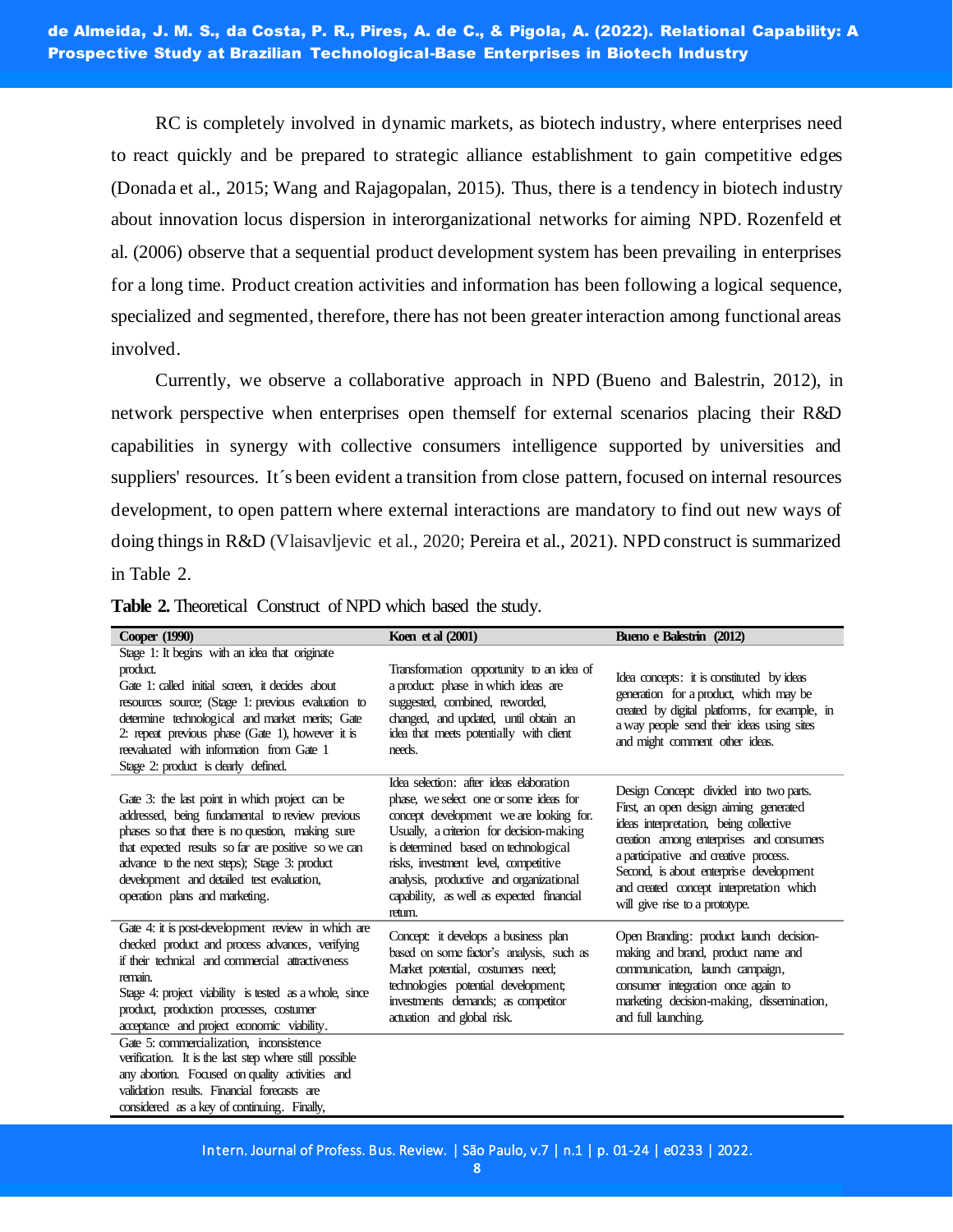RC is completely involved in dynamic markets, as biotech industry, where enterprises need to react quickly and be prepared to strategic alliance establishment to gain competitive edges (Donada et al., 2015; Wang and Rajagopalan, 2015). Thus, there is a tendency in biotech industry about innovation locus dispersion in interorganizational networks for aiming NPD. Rozenfeld et al. (2006) observe that a sequential product development system has been prevailing in enterprises for a long time. Product creation activities and information has been following a logical sequence, specialized and segmented, therefore, there has not been greater interaction among functional areas involved.

Currently, we observe a collaborative approach in NPD (Bueno and Balestrin, 2012), in network perspective when enterprises open themself for external scenarios placing their R&D capabilities in synergy with collective consumers intelligence supported by universities and suppliers' resources. It´s been evident a transition from close pattern, focused on internal resources development, to open pattern where external interactions are mandatory to find out new ways of doing things in R&D (Vlaisavljevic et al., 2020; Pereira et al., 2021). NPD construct is summarized in Table 2.

**Table 2.** Theoretical Construct of NPD which based the study.

| Cooper (1990) | Koen et al (2001) | Bueno e Balestrin (2012) |
|---|---|---|
| Stage 1: It begins with an idea that originate product. Gate 1: called initial screen, it decides about resources source; (Stage 1: previous evaluation to determine technological and market merits; Gate 2: repeat previous phase (Gate 1), however it is reevaluated with information from Gate 1 Stage 2: product is clearly defined. | Transformation opportunity to an idea of a product: phase in which ideas are suggested, combined, reworded, changed, and updated, until obtain an idea that meets potentially with client needs. | Idea concepts: it is constituted by ideas generation for a product, which may be created by digital platforms, for example, in a way people send their ideas using sites and might comment other ideas. |
| Gate 3: the last point in which project can be addressed, being fundamental to review previous phases so that there is no question, making sure that expected results so far are positive so we can advance to the next steps); Stage 3: product development and detailed test evaluation, operation plans and marketing. | Idea selection: after ideas elaboration phase, we select one or some ideas for concept development we are looking for. Usually, a criterion for decision-making is determined based on technological risks, investment level, competitive analysis, productive and organizational capability, as well as expected financial return. | Design Concept: divided into two parts. First, an open design aiming generated ideas interpretation, being collective creation among enterprises and consumers a participative and creative process. Second, is about enterprise development and created concept interpretation which will give rise to a prototype. |
| Gate 4: it is post-development review in which are checked product and process advances, verifying if their technical and commercial attractiveness remain. Stage 4: project viability is tested as a whole, since product, production processes, costumer acceptance and project economic viability. | Concept: it develops a business plan based on some factor's analysis, such as Market potential, costumers need; technologies potential development; investments demands; as competitor actuation and global risk. | Open Branding: product launch decision-making and brand, product name and communication, launch campaign, consumer integration once again to marketing decision-making, dissemination, and full launching. |
| Gate 5: commercialization, inconsistence verification. It is the last step where still possible any abortion. Focused on quality activities and validation results. Financial forecasts are considered as a key of continuing. Finally, | | |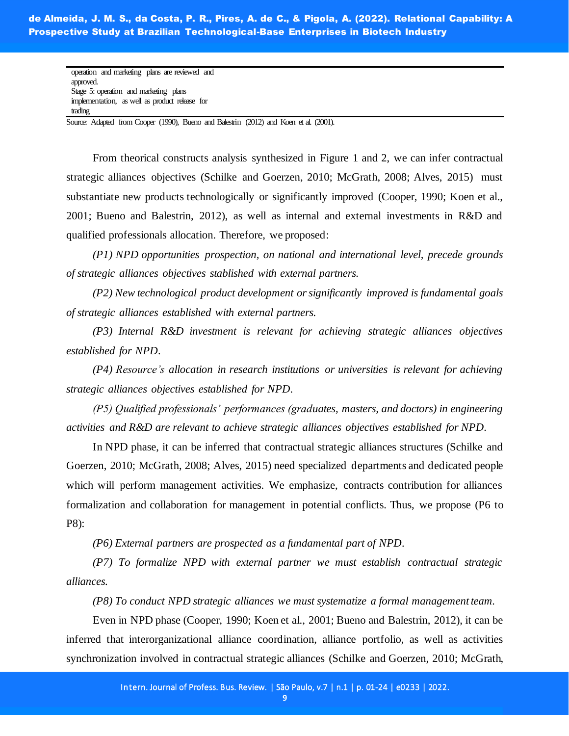| |
|---|
| operation and marketing plans are reviewed and approved. |
| Stage 5: operation and marketing plans implementation, as well as product release for trading |

Source: Adapted from Cooper (1990), Bueno and Balestrin (2012) and Koen et al. (2001).

From theorical constructs analysis synthesized in Figure 1 and 2, we can infer contractual strategic alliances objectives (Schilke and Goerzen, 2010; McGrath, 2008; Alves, 2015) must substantiate new products technologically or significantly improved (Cooper, 1990; Koen et al., 2001; Bueno and Balestrin, 2012), as well as internal and external investments in R&D and qualified professionals allocation. Therefore, we proposed:

*(P1) NPD opportunities prospection, on national and international level, precede grounds of strategic alliances objectives stablished with external partners.*

*(P2) New technological product development or significantly improved is fundamental goals of strategic alliances established with external partners.*

*(P3) Internal R&D investment is relevant for achieving strategic alliances objectives established for NPD.*

*(P4) Resource's allocation in research institutions or universities is relevant for achieving strategic alliances objectives established for NPD.*

*(P5) Qualified professionals' performances (graduates, masters, and doctors) in engineering activities and R&D are relevant to achieve strategic alliances objectives established for NPD.*

In NPD phase, it can be inferred that contractual strategic alliances structures (Schilke and Goerzen, 2010; McGrath, 2008; Alves, 2015) need specialized departments and dedicated people which will perform management activities. We emphasize, contracts contribution for alliances formalization and collaboration for management in potential conflicts. Thus, we propose (P6 to P8):

*(P6) External partners are prospected as a fundamental part of NPD.*

*(P7) To formalize NPD with external partner we must establish contractual strategic alliances.*

*(P8) To conduct NPD strategic alliances we must systematize a formal management team.*

Even in NPD phase (Cooper, 1990; Koen et al., 2001; Bueno and Balestrin, 2012), it can be inferred that interorganizational alliance coordination, alliance portfolio, as well as activities synchronization involved in contractual strategic alliances (Schilke and Goerzen, 2010; McGrath,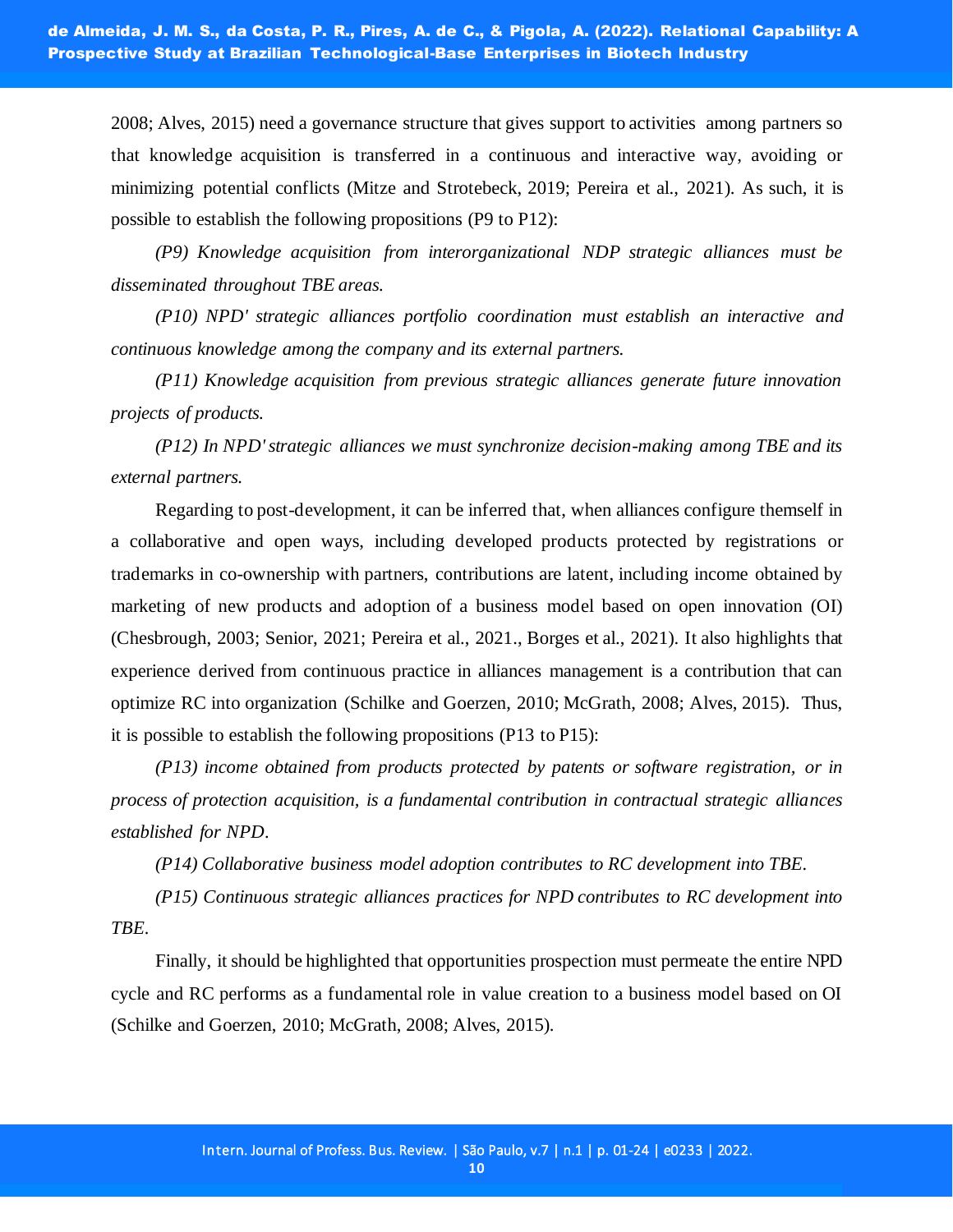2008; Alves, 2015) need a governance structure that gives support to activities among partners so that knowledge acquisition is transferred in a continuous and interactive way, avoiding or minimizing potential conflicts (Mitze and Strotebeck, 2019; Pereira et al., 2021). As such, it is possible to establish the following propositions (P9 to P12):

*(P9) Knowledge acquisition from interorganizational NDP strategic alliances must be disseminated throughout TBE areas.*

*(P10) NPD' strategic alliances portfolio coordination must establish an interactive and continuous knowledge among the company and its external partners.*

*(P11) Knowledge acquisition from previous strategic alliances generate future innovation projects of products.*

*(P12) In NPD' strategic alliances we must synchronize decision-making among TBE and its external partners.*

Regarding to post-development, it can be inferred that, when alliances configure themself in a collaborative and open ways, including developed products protected by registrations or trademarks in co-ownership with partners, contributions are latent, including income obtained by marketing of new products and adoption of a business model based on open innovation (OI) (Chesbrough, 2003; Senior, 2021; Pereira et al., 2021., Borges et al., 2021). It also highlights that experience derived from continuous practice in alliances management is a contribution that can optimize RC into organization (Schilke and Goerzen, 2010; McGrath, 2008; Alves, 2015). Thus, it is possible to establish the following propositions (P13 to P15):

*(P13) income obtained from products protected by patents or software registration, or in process of protection acquisition, is a fundamental contribution in contractual strategic alliances established for NPD.*

*(P14) Collaborative business model adoption contributes to RC development into TBE.*

*(P15) Continuous strategic alliances practices for NPD contributes to RC development into TBE.*

Finally, it should be highlighted that opportunities prospection must permeate the entire NPD cycle and RC performs as a fundamental role in value creation to a business model based on OI (Schilke and Goerzen, 2010; McGrath, 2008; Alves, 2015).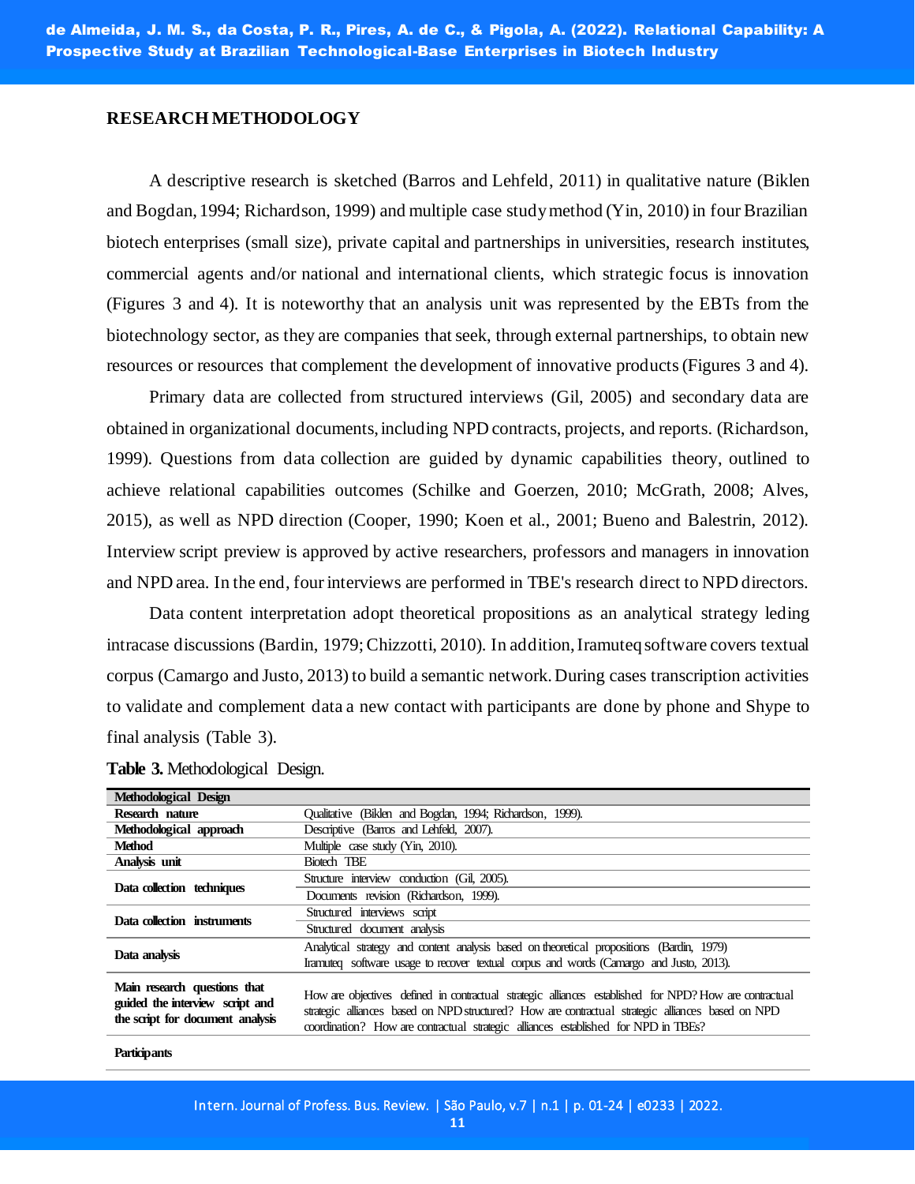## RESEARCH METHODOLOGY

A descriptive research is sketched (Barros and Lehfeld, 2011) in qualitative nature (Biklen and Bogdan, 1994; Richardson, 1999) and multiple case study method (Yin, 2010) in four Brazilian biotech enterprises (small size), private capital and partnerships in universities, research institutes, commercial agents and/or national and international clients, which strategic focus is innovation (Figures 3 and 4). It is noteworthy that an analysis unit was represented by the EBTs from the biotechnology sector, as they are companies that seek, through external partnerships, to obtain new resources or resources that complement the development of innovative products (Figures 3 and 4).

Primary data are collected from structured interviews (Gil, 2005) and secondary data are obtained in organizational documents, including NPD contracts, projects, and reports. (Richardson, 1999). Questions from data collection are guided by dynamic capabilities theory, outlined to achieve relational capabilities outcomes (Schilke and Goerzen, 2010; McGrath, 2008; Alves, 2015), as well as NPD direction (Cooper, 1990; Koen et al., 2001; Bueno and Balestrin, 2012). Interview script preview is approved by active researchers, professors and managers in innovation and NPD area. In the end, four interviews are performed in TBE's research direct to NPD directors.

Data content interpretation adopt theoretical propositions as an analytical strategy leding intracase discussions (Bardin, 1979; Chizzotti, 2010). In addition, Iramuteq software covers textual corpus (Camargo and Justo, 2013) to build a semantic network. During cases transcription activities to validate and complement data a new contact with participants are done by phone and Shype to final analysis (Table 3).

**Table 3.** Methodological Design.

| **Methodological Design** | |
|---|---|
| **Research nature** | Qualitative (Biklen and Bogdan, 1994; Richardson, 1999). |
| **Methodological approach** | Descriptive (Barros and Lehfeld, 2007). |
| **Method** | Multiple case study (Yin, 2010). |
| **Analysis unit** | Biotech TBE |
| **Data collection techniques** | Structure interview conduction (Gil, 2005). |
| | Documents revision (Richardson, 1999). |
| **Data collection instruments** | Structured interviews script |
| | Structured document analysis |
| **Data analysis** | Analytical strategy and content analysis based on theoretical propositions (Bardin, 1979) Iramuteq software usage to recover textual corpus and words (Camargo and Justo, 2013). |
| **Main research questions that guided the interview script and the script for document analysis** | How are objectives defined in contractual strategic alliances established for NPD? How are contractual strategic alliances based on NPD structured? How are contractual strategic alliances based on NPD coordination? How are contractual strategic alliances established for NPD in TBEs? |
| **Participants** | |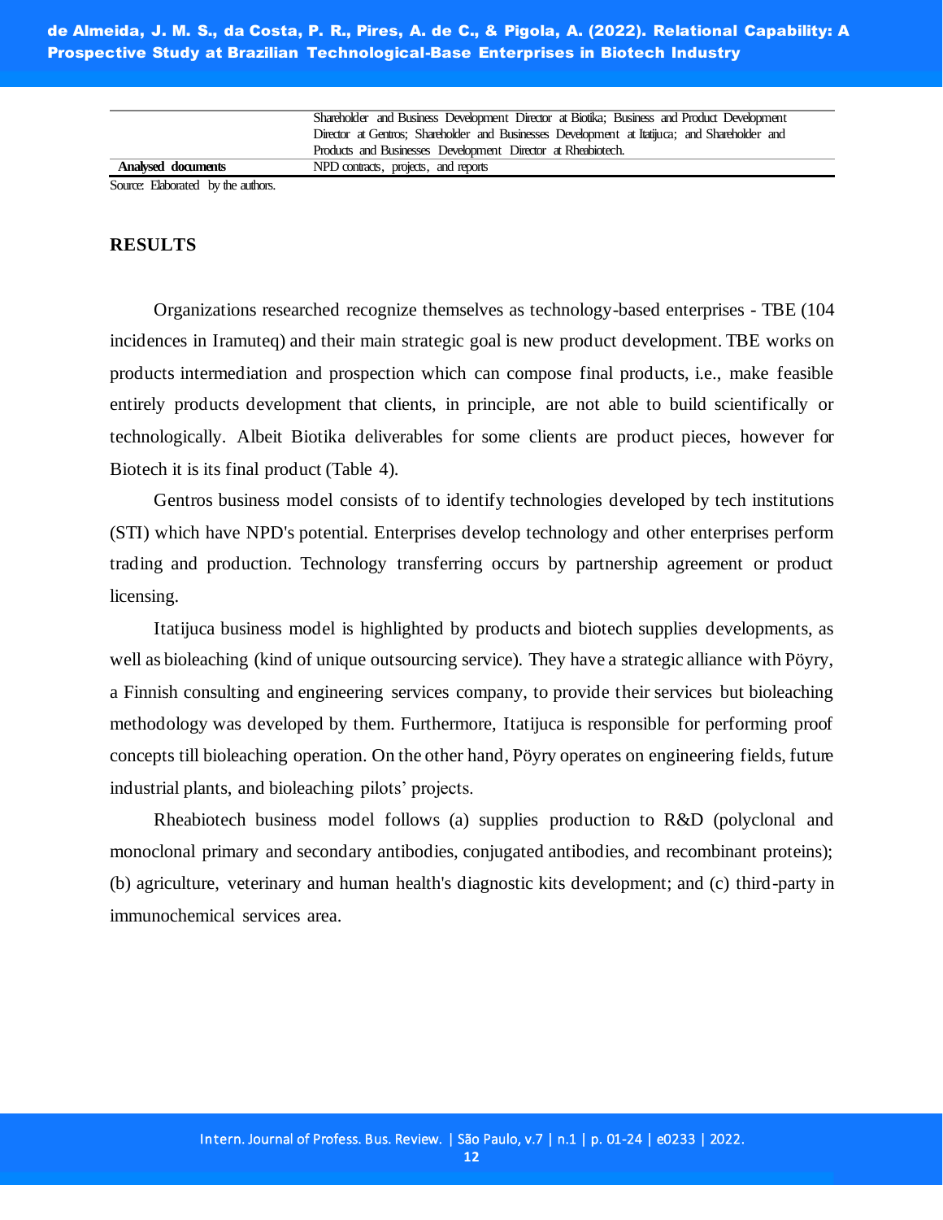|  |  |
|---|---|
|  | Shareholder and Business Development Director at Biotika; Business and Product Development Director at Gentros; Shareholder and Businesses Development at Itatijuca; and Shareholder and Products and Businesses Development Director at Rheabiotech. |
| **Analysed documents** | NPD contracts, projects, and reports |

Source: Elaborated by the authors.

## RESULTS

Organizations researched recognize themselves as technology-based enterprises - TBE (104 incidences in Iramuteq) and their main strategic goal is new product development. TBE works on products intermediation and prospection which can compose final products, i.e., make feasible entirely products development that clients, in principle, are not able to build scientifically or technologically. Albeit Biotika deliverables for some clients are product pieces, however for Biotech it is its final product (Table 4).

Gentros business model consists of to identify technologies developed by tech institutions (STI) which have NPD's potential. Enterprises develop technology and other enterprises perform trading and production. Technology transferring occurs by partnership agreement or product licensing.

Itatijuca business model is highlighted by products and biotech supplies developments, as well as bioleaching (kind of unique outsourcing service). They have a strategic alliance with Pöyry, a Finnish consulting and engineering services company, to provide their services but bioleaching methodology was developed by them. Furthermore, Itatijuca is responsible for performing proof concepts till bioleaching operation. On the other hand, Pöyry operates on engineering fields, future industrial plants, and bioleaching pilots' projects.

Rheabiotech business model follows (a) supplies production to R&D (polyclonal and monoclonal primary and secondary antibodies, conjugated antibodies, and recombinant proteins); (b) agriculture, veterinary and human health's diagnostic kits development; and (c) third-party in immunochemical services area.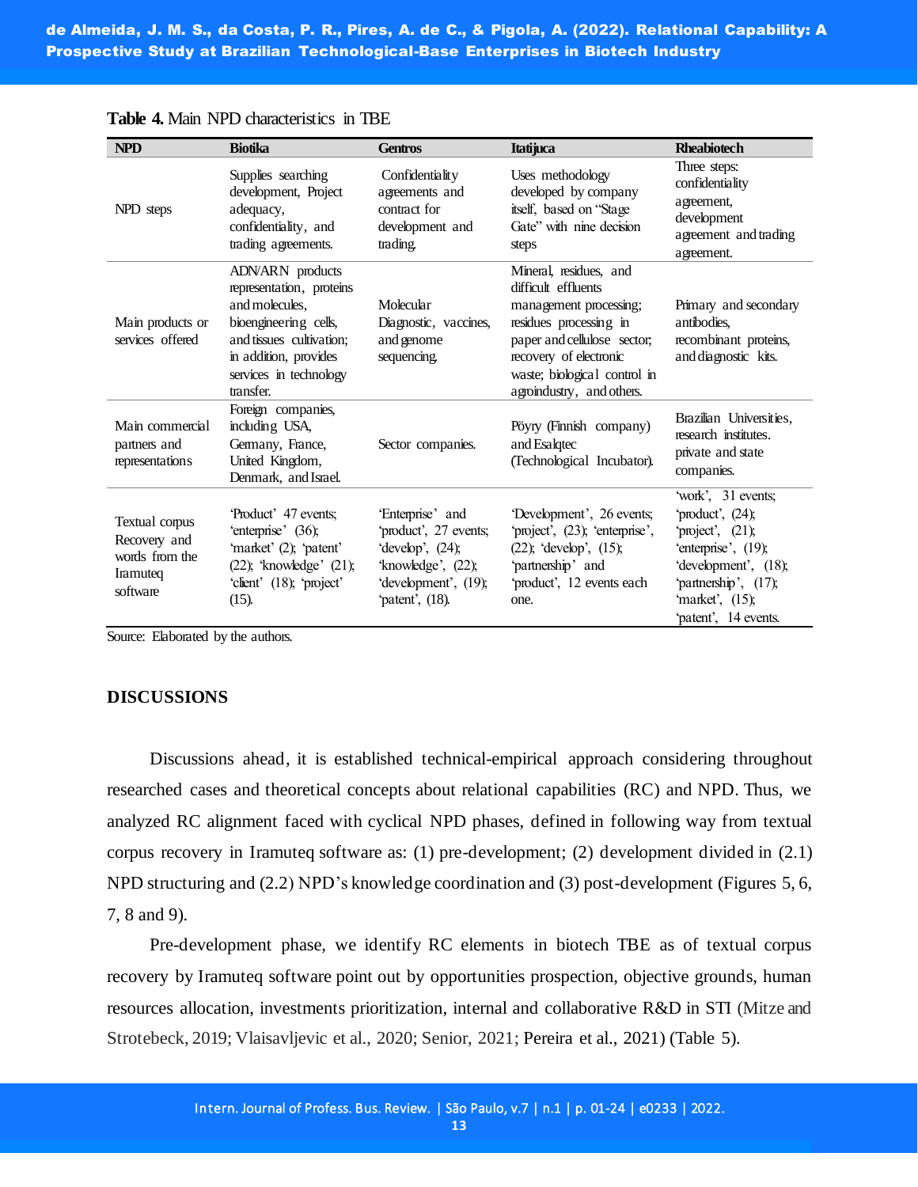**Table 4.** Main NPD characteristics in TBE

| NPD | Biotika | Gentros | Itatijuca | Rheabiotech |
|---|---|---|---|---|
| NPD steps | Supplies searching development, Project adequacy, confidentiality, and trading agreements. | Confidentiality agreements and contract for development and trading. | Uses methodology developed by company itself, based on "Stage Gate" with nine decision steps | Three steps: confidentiality agreement, development agreement and trading agreement. |
| Main products or services offered | ADN/ARN products representation, proteins and molecules, bioengineering cells, and tissues cultivation; in addition, provides services in technology transfer. | Molecular Diagnostic, vaccines, and genome sequencing. | Mineral, residues, and difficult effluents management processing; residues processing in paper and cellulose sector; recovery of electronic waste; biological control in agroindustry, and others. | Primary and secondary antibodies, recombinant proteins, and diagnostic kits. |
| Main commercial partners and representations | Foreign companies, including USA, Germany, France, United Kingdom, Denmark, and Israel. | Sector companies. | Pöyry (Finnish company) and Esalqtec (Technological Incubator). | Brazilian Universities, research institutes. private and state companies. |
| Textual corpus Recovery and words from the Iramuteq software | 'Product' 47 events; 'enterprise' (36); 'market' (2); 'patent' (22); 'knowledge' (21); 'client' (18); 'project' (15). | 'Enterprise' and 'product', 27 events; 'develop', (24); 'knowledge', (22); 'development', (19); 'patent', (18). | 'Development', 26 events; 'project', (23); 'enterprise', (22); 'develop', (15); 'partnership' and 'product', 12 events each one. | 'work', 31 events; 'product', (24); 'project', (21); 'enterprise', (19); 'development', (18); 'partnership', (17); 'market', (15); 'patent', 14 events. |

Source: Elaborated by the authors.

## DISCUSSIONS

Discussions ahead, it is established technical-empirical approach considering throughout researched cases and theoretical concepts about relational capabilities (RC) and NPD. Thus, we analyzed RC alignment faced with cyclical NPD phases, defined in following way from textual corpus recovery in Iramuteq software as: (1) pre-development; (2) development divided in (2.1) NPD structuring and (2.2) NPD's knowledge coordination and (3) post-development (Figures 5, 6, 7, 8 and 9).

Pre-development phase, we identify RC elements in biotech TBE as of textual corpus recovery by Iramuteq software point out by opportunities prospection, objective grounds, human resources allocation, investments prioritization, internal and collaborative R&D in STI (Mitze and Strotebeck, 2019; Vlaisavljevic et al., 2020; Senior, 2021; Pereira et al., 2021) (Table 5).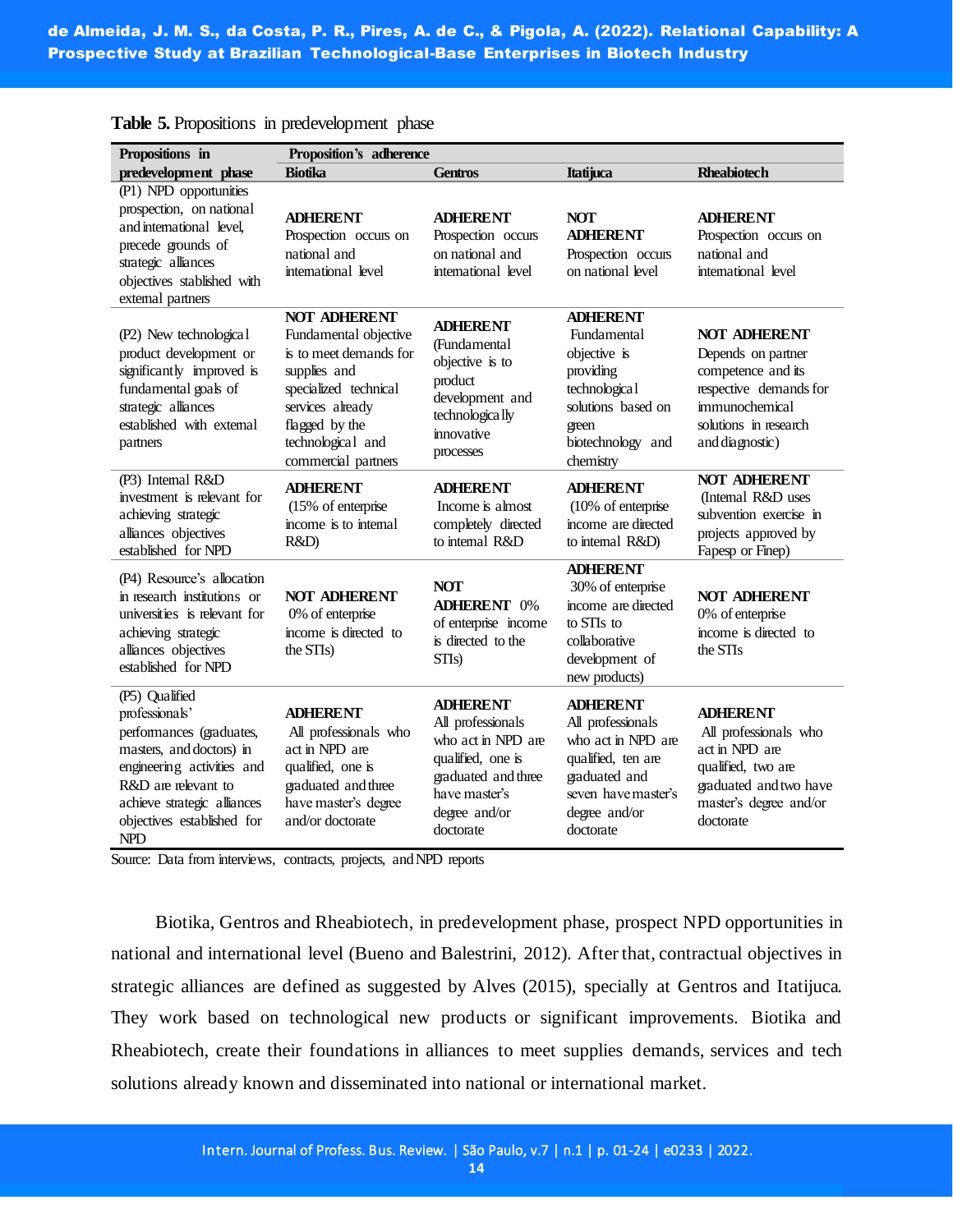**Table 5.** Propositions in predevelopment phase

| Propositions in predevelopment phase | Proposition's adherence | | | |
|---|---|---|---|---|
| | **Biotika** | **Gentros** | **Itatijuca** | **Rheabiotech** |
| (P1) NPD opportunities prospection, on national and international level, precede grounds of strategic alliances objectives stablished with external partners | **ADHERENT** Prospection occurs on national and international level | **ADHERENT** Prospection occurs on national and international level | **NOT ADHERENT** Prospection occurs on national level | **ADHERENT** Prospection occurs on national and international level |
| (P2) New technological product development or significantly improved is fundamental goals of strategic alliances established with external partners | **NOT ADHERENT** Fundamental objective is to meet demands for supplies and specialized technical services already flagged by the technological and commercial partners | **ADHERENT** (Fundamental objective is to product development and technologically innovative processes | **ADHERENT** Fundamental objective is providing technological solutions based on green biotechnology and chemistry | **NOT ADHERENT** Depends on partner competence and its respective demands for immunochemical solutions in research and diagnostic) |
| (P3) Internal R&D investment is relevant for achieving strategic alliances objectives established for NPD | **ADHERENT** (15% of enterprise income is to internal R&D) | **ADHERENT** Income is almost completely directed to internal R&D | **ADHERENT** (10% of enterprise income are directed to internal R&D) | **NOT ADHERENT** (Internal R&D uses subvention exercise in projects approved by Fapesp or Finep) |
| (P4) Resource's allocation in research institutions or universities is relevant for achieving strategic alliances objectives established for NPD | **NOT ADHERENT** 0% of enterprise income is directed to the STIs) | **NOT ADHERENT** 0% of enterprise income is directed to the STIs) | **ADHERENT** 30% of enterprise income are directed to STIs to collaborative development of new products) | **NOT ADHERENT** 0% of enterprise income is directed to the STIs |
| (P5) Qualified professionals' performances (graduates, masters, and doctors) in engineering activities and R&D are relevant to achieve strategic alliances objectives established for NPD | **ADHERENT** All professionals who act in NPD are qualified, one is graduated and three have master's degree and/or doctorate | **ADHERENT** All professionals who act in NPD are qualified, one is graduated and three have master's degree and/or doctorate | **ADHERENT** All professionals who act in NPD are qualified, ten are graduated and seven have master's degree and/or doctorate | **ADHERENT** All professionals who act in NPD are qualified, two are graduated and two have master's degree and/or doctorate |

Source: Data from interviews, contracts, projects, and NPD reports

Biotika, Gentros and Rheabiotech, in predevelopment phase, prospect NPD opportunities in national and international level (Bueno and Balestrini, 2012). After that, contractual objectives in strategic alliances are defined as suggested by Alves (2015), specially at Gentros and Itatijuca. They work based on technological new products or significant improvements. Biotika and Rheabiotech, create their foundations in alliances to meet supplies demands, services and tech solutions already known and disseminated into national or international market.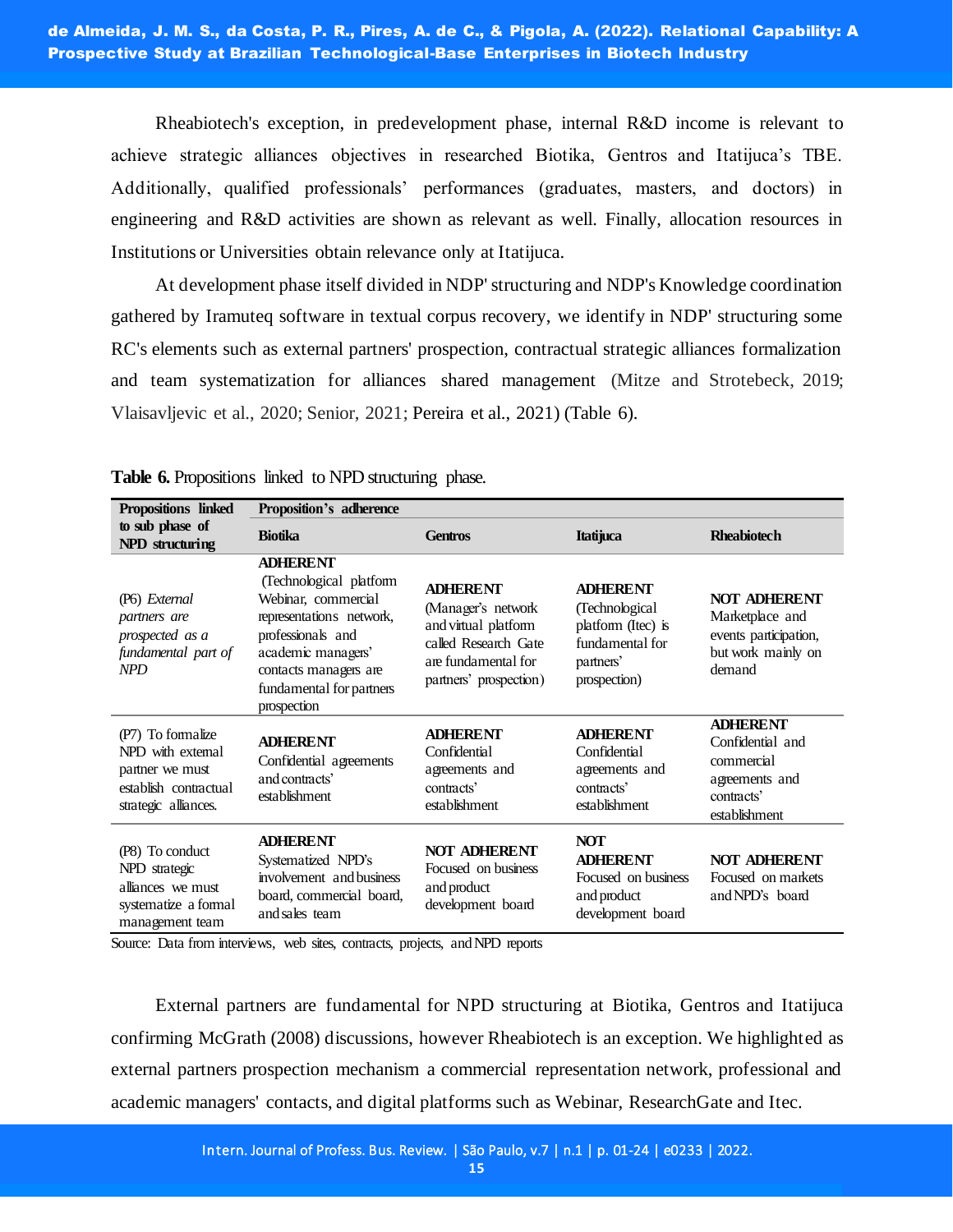Rheabiotech's exception, in predevelopment phase, internal R&D income is relevant to achieve strategic alliances objectives in researched Biotika, Gentros and Itatijuca's TBE. Additionally, qualified professionals' performances (graduates, masters, and doctors) in engineering and R&D activities are shown as relevant as well. Finally, allocation resources in Institutions or Universities obtain relevance only at Itatijuca.

At development phase itself divided in NDP' structuring and NDP's Knowledge coordination gathered by Iramuteq software in textual corpus recovery, we identify in NDP' structuring some RC's elements such as external partners' prospection, contractual strategic alliances formalization and team systematization for alliances shared management (Mitze and Strotebeck, 2019; Vlaisavljevic et al., 2020; Senior, 2021; Pereira et al., 2021) (Table 6).

**Table 6.** Propositions linked to NPD structuring phase.

| Propositions linked to sub phase of NPD structuring | Proposition's adherence | | | |
|---|---|---|---|---|
| | **Biotika** | **Gentros** | **Itatijuca** | **Rheabiotech** |
| (P6) *External partners are prospected as a fundamental part of NPD* | **ADHERENT** (Technological platform Webinar, commercial representations network, professionals and academic managers' contacts managers are fundamental for partners prospection | **ADHERENT** (Manager's network and virtual platform called Research Gate are fundamental for partners' prospection) | **ADHERENT** (Technological platform (Itec) is fundamental for partners' prospection) | **NOT ADHERENT** Marketplace and events participation, but work mainly on demand |
| (P7) To formalize NPD with external partner we must establish contractual strategic alliances. | **ADHERENT** Confidential agreements and contracts' establishment | **ADHERENT** Confidential agreements and contracts' establishment | **ADHERENT** Confidential agreements and contracts' establishment | **ADHERENT** Confidential and commercial agreements and contracts' establishment |
| (P8) To conduct NPD strategic alliances we must systematize a formal management team | **ADHERENT** Systematized NPD's involvement and business board, commercial board, and sales team | **NOT ADHERENT** Focused on business and product development board | **NOT ADHERENT** Focused on business and product development board | **NOT ADHERENT** Focused on markets and NPD's board |

Source: Data from interviews, web sites, contracts, projects, and NPD reports

External partners are fundamental for NPD structuring at Biotika, Gentros and Itatijuca confirming McGrath (2008) discussions, however Rheabiotech is an exception. We highlighted as external partners prospection mechanism a commercial representation network, professional and academic managers' contacts, and digital platforms such as Webinar, ResearchGate and Itec.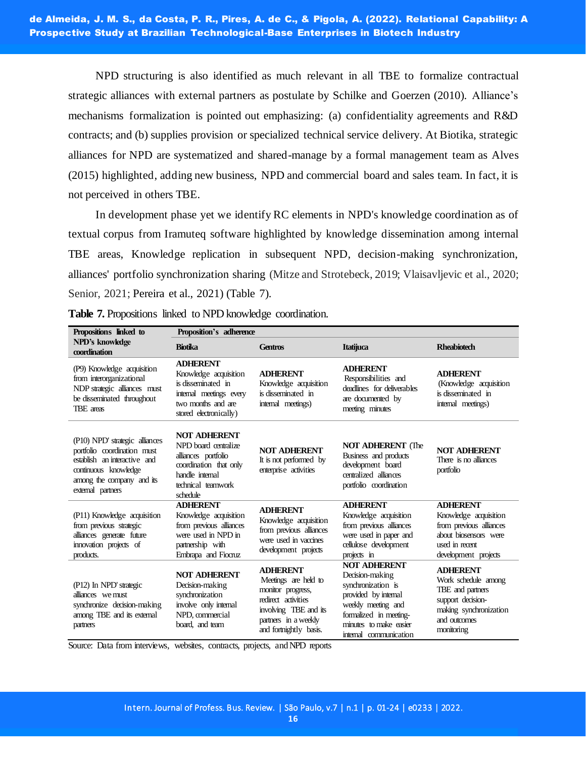NPD structuring is also identified as much relevant in all TBE to formalize contractual strategic alliances with external partners as postulate by Schilke and Goerzen (2010). Alliance's mechanisms formalization is pointed out emphasizing: (a) confidentiality agreements and R&D contracts; and (b) supplies provision or specialized technical service delivery. At Biotika, strategic alliances for NPD are systematized and shared-manage by a formal management team as Alves (2015) highlighted, adding new business, NPD and commercial board and sales team. In fact, it is not perceived in others TBE.

In development phase yet we identify RC elements in NPD's knowledge coordination as of textual corpus from Iramuteq software highlighted by knowledge dissemination among internal TBE areas, Knowledge replication in subsequent NPD, decision-making synchronization, alliances' portfolio synchronization sharing (Mitze and Strotebeck, 2019; Vlaisavljevic et al., 2020; Senior, 2021; Pereira et al., 2021) (Table 7).

**Table 7.** Propositions linked to NPD knowledge coordination.

| Propositions linked to NPD's knowledge coordination | Proposition's adherence | | | |
|---|---|---|---|---|
| | **Biotika** | **Gentros** | **Itatijuca** | **Rheabiotech** |
| (P9) Knowledge acquisition from interorganizational NDP strategic alliances must be disseminated throughout TBE areas | **ADHERENT** Knowledge acquisition is disseminated in internal meetings every two months and are stored electronically) | **ADHERENT** Knowledge acquisition is disseminated in internal meetings) | **ADHERENT** Responsibilities and deadlines for deliverables are documented by meeting minutes | **ADHERENT** (Knowledge acquisition is disseminated in internal meetings) |
| (P10) NPD' strategic alliances portfolio coordination must establish an interactive and continuous knowledge among the company and its external partners | **NOT ADHERENT** NPD board centralize alliances portfolio coordination that only handle internal technical teamwork schedule | **NOT ADHERENT** It is not performed by enterprise activities | **NOT ADHERENT** (The Business and products development board centralized alliances portfolio coordination | **NOT ADHERENT** There is no alliances portfolio |
| (P11) Knowledge acquisition from previous strategic alliances generate future innovation projects of products. | **ADHERENT** Knowledge acquisition from previous alliances were used in NPD in partnership with Embrapa and Fiocruz | **ADHERENT** Knowledge acquisition from previous alliances were used in vaccines development projects | **ADHERENT** Knowledge acquisition from previous alliances were used in paper and cellulose development projects in | **ADHERENT** Knowledge acquisition from previous alliances about biosensors were used in recent development projects |
| (P12) In NPD' strategic alliances we must synchronize decision-making among TBE and its external partners | **NOT ADHERENT** Decision-making synchronization involve only internal NPD, commercial board, and team | **ADHERENT** Meetings are held to monitor progress, redirect activities involving TBE and its partners in a weekly and fortnightly basis. | **NOT ADHERENT** Decision-making synchronization is provided by internal weekly meeting and formalized in meeting-minutes to make easier internal communication | **ADHERENT** Work schedule among TBE and partners support decision-making synchronization and outcomes monitoring |

Source: Data from interviews, websites, contracts, projects, and NPD reports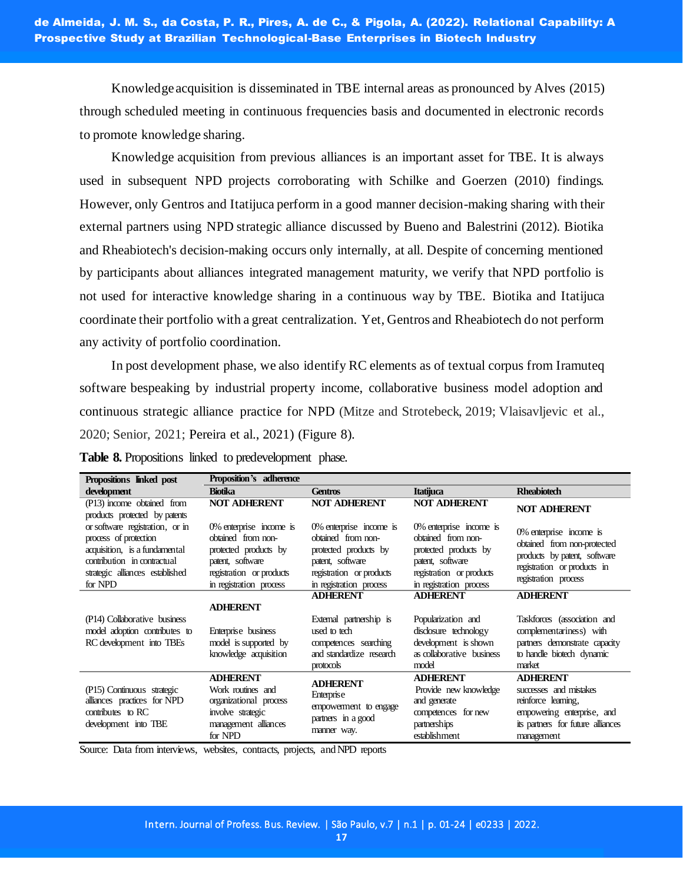Knowledge acquisition is disseminated in TBE internal areas as pronounced by Alves (2015) through scheduled meeting in continuous frequencies basis and documented in electronic records to promote knowledge sharing.

Knowledge acquisition from previous alliances is an important asset for TBE. It is always used in subsequent NPD projects corroborating with Schilke and Goerzen (2010) findings. However, only Gentros and Itatijuca perform in a good manner decision-making sharing with their external partners using NPD strategic alliance discussed by Bueno and Balestrini (2012). Biotika and Rheabiotech's decision-making occurs only internally, at all. Despite of concerning mentioned by participants about alliances integrated management maturity, we verify that NPD portfolio is not used for interactive knowledge sharing in a continuous way by TBE. Biotika and Itatijuca coordinate their portfolio with a great centralization. Yet, Gentros and Rheabiotech do not perform any activity of portfolio coordination.

In post development phase, we also identify RC elements as of textual corpus from Iramuteq software bespeaking by industrial property income, collaborative business model adoption and continuous strategic alliance practice for NPD (Mitze and Strotebeck, 2019; Vlaisavljevic et al., 2020; Senior, 2021; Pereira et al., 2021) (Figure 8).

**Table 8.** Propositions linked to predevelopment phase.

| Propositions linked post development | Proposition's adherence | | | |
|---|---|---|---|---|
| | **Biotika** | **Gentros** | **Itatijuca** | **Rheabiotech** |
| (P13) income obtained from products protected by patents or software registration, or in process of protection acquisition, is a fundamental contribution in contractual strategic alliances established for NPD | **NOT ADHERENT** 0% enterprise income is obtained from non-protected products by patent, software registration or products in registration process | **NOT ADHERENT** 0% enterprise income is obtained from non-protected products by patent, software registration or products in registration process | **NOT ADHERENT** 0% enterprise income is obtained from non-protected products by patent, software registration or products in registration process | **NOT ADHERENT** 0% enterprise income is obtained from non-protected products by patent, software registration or products in registration process |
| (P14) Collaborative business model adoption contributes to RC development into TBEs | **ADHERENT** Enterprise business model is supported by knowledge acquisition | **ADHERENT** External partnership is used to tech competences searching and standardize research protocols | **ADHERENT** Popularization and disclosure technology development is shown as collaborative business model | **ADHERENT** Taskforces (association and complementariness) with partners demonstrate capacity to handle biotech dynamic market |
| (P15) Continuous strategic alliances practices for NPD contributes to RC development into TBE | **ADHERENT** Work routines and organizational process involve strategic management alliances for NPD | **ADHERENT** Enterprise empowerment to engage partners in a good manner way. | **ADHERENT** Provide new knowledge and generate competences for new partnerships establishment | **ADHERENT** successes and mistakes reinforce learning, empowering enterprise, and its partners for future alliances management |

Source: Data from interviews, websites, contracts, projects, and NPD reports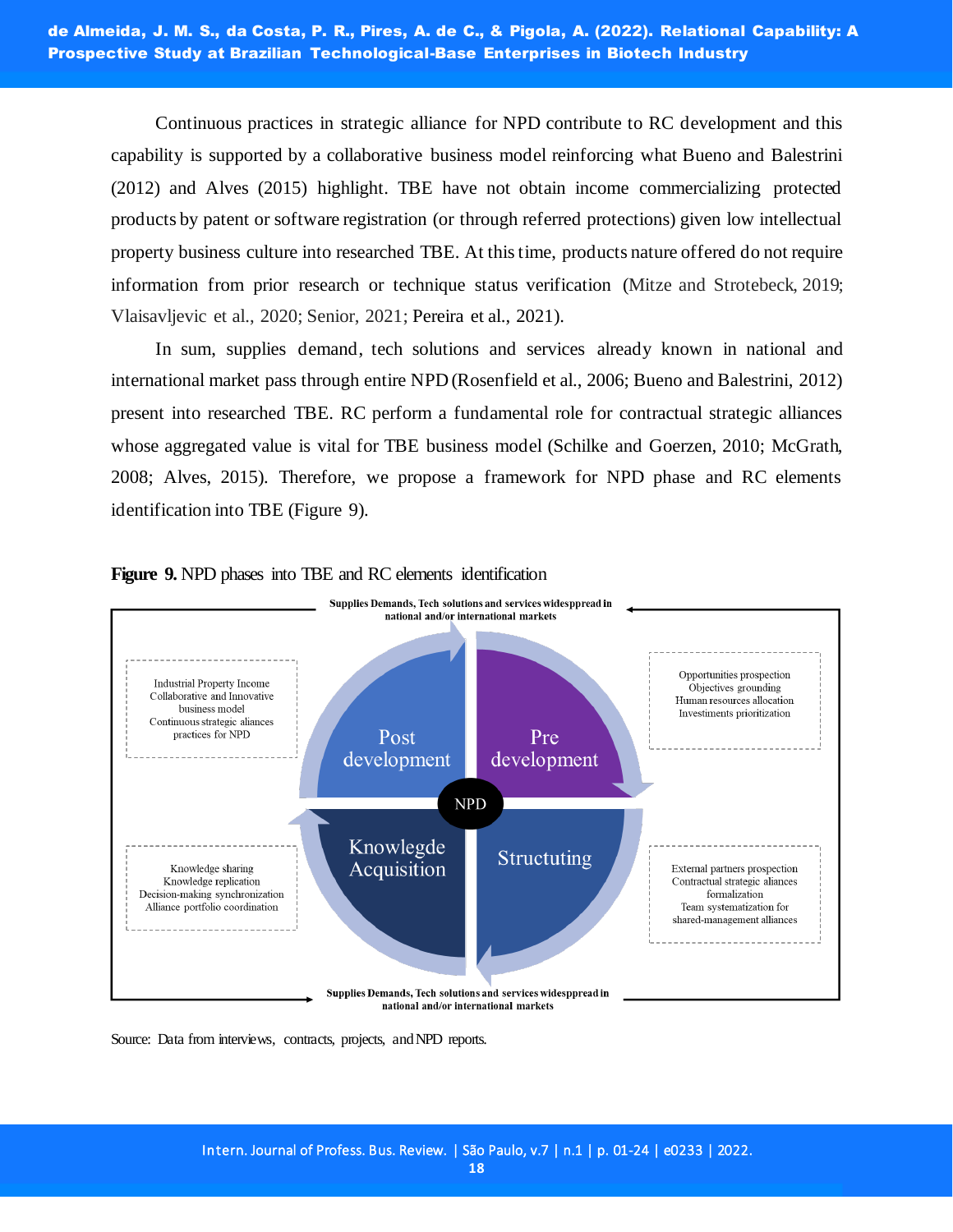Continuous practices in strategic alliance for NPD contribute to RC development and this capability is supported by a collaborative business model reinforcing what Bueno and Balestrini (2012) and Alves (2015) highlight. TBE have not obtain income commercializing protected products by patent or software registration (or through referred protections) given low intellectual property business culture into researched TBE. At this time, products nature offered do not require information from prior research or technique status verification (Mitze and Strotebeck, 2019; Vlaisavljevic et al., 2020; Senior, 2021; Pereira et al., 2021).

In sum, supplies demand, tech solutions and services already known in national and international market pass through entire NPD (Rosenfield et al., 2006; Bueno and Balestrini, 2012) present into researched TBE. RC perform a fundamental role for contractual strategic alliances whose aggregated value is vital for TBE business model (Schilke and Goerzen, 2010; McGrath, 2008; Alves, 2015). Therefore, we propose a framework for NPD phase and RC elements identification into TBE (Figure 9).

**Figure 9.** NPD phases into TBE and RC elements identification

Supplies Demands, Tech solutions and services widesppread in national and/or international markets

Industrial Property Income
Collaborative and Innovative business model
Continuous strategic aliances practices for NPD

Post development

Pre development

Opportunities prospection
Objectives grounding
Human resources allocation
Investiments prioritization

NPD

Knowlegde Acquisition

Structuting

Knowledge sharing
Knowledge replication
Decision-making synchronization
Alliance portfolio coordination

External partners prospection
Contractual strategic aliances formalization
Team systematization for shared-management alliances

Supplies Demands, Tech solutions and services widesppread in national and/or international markets

Source: Data from interviews, contracts, projects, and NPD reports.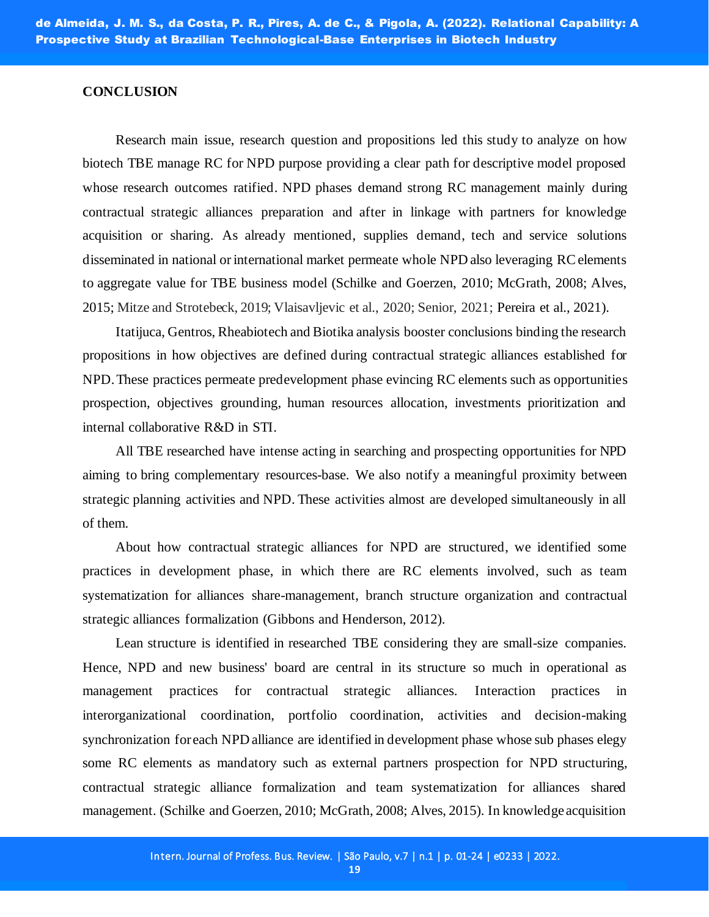## CONCLUSION

Research main issue, research question and propositions led this study to analyze on how biotech TBE manage RC for NPD purpose providing a clear path for descriptive model proposed whose research outcomes ratified. NPD phases demand strong RC management mainly during contractual strategic alliances preparation and after in linkage with partners for knowledge acquisition or sharing. As already mentioned, supplies demand, tech and service solutions disseminated in national or international market permeate whole NPD also leveraging RC elements to aggregate value for TBE business model (Schilke and Goerzen, 2010; McGrath, 2008; Alves, 2015; Mitze and Strotebeck, 2019; Vlaisavljevic et al., 2020; Senior, 2021; Pereira et al., 2021).

Itatijuca, Gentros, Rheabiotech and Biotika analysis booster conclusions binding the research propositions in how objectives are defined during contractual strategic alliances established for NPD. These practices permeate predevelopment phase evincing RC elements such as opportunities prospection, objectives grounding, human resources allocation, investments prioritization and internal collaborative R&D in STI.

All TBE researched have intense acting in searching and prospecting opportunities for NPD aiming to bring complementary resources-base. We also notify a meaningful proximity between strategic planning activities and NPD. These activities almost are developed simultaneously in all of them.

About how contractual strategic alliances for NPD are structured, we identified some practices in development phase, in which there are RC elements involved, such as team systematization for alliances share-management, branch structure organization and contractual strategic alliances formalization (Gibbons and Henderson, 2012).

Lean structure is identified in researched TBE considering they are small-size companies. Hence, NPD and new business' board are central in its structure so much in operational as management practices for contractual strategic alliances. Interaction practices in interorganizational coordination, portfolio coordination, activities and decision-making synchronization for each NPD alliance are identified in development phase whose sub phases elegy some RC elements as mandatory such as external partners prospection for NPD structuring, contractual strategic alliance formalization and team systematization for alliances shared management. (Schilke and Goerzen, 2010; McGrath, 2008; Alves, 2015). In knowledge acquisition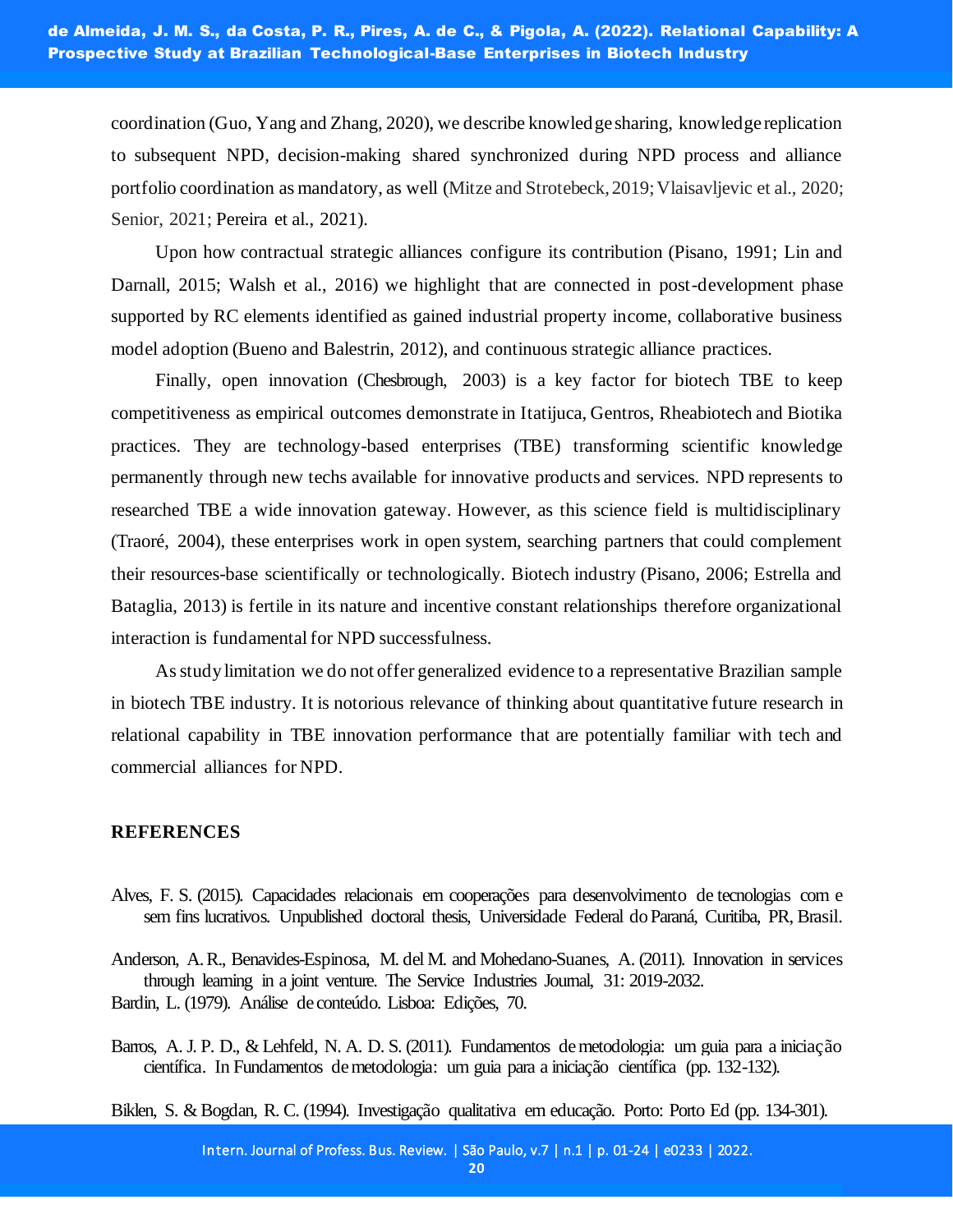coordination (Guo, Yang and Zhang, 2020), we describe knowledge sharing, knowledge replication to subsequent NPD, decision-making shared synchronized during NPD process and alliance portfolio coordination as mandatory, as well (Mitze and Strotebeck, 2019; Vlaisavljevic et al., 2020; Senior, 2021; Pereira et al., 2021).

Upon how contractual strategic alliances configure its contribution (Pisano, 1991; Lin and Darnall, 2015; Walsh et al., 2016) we highlight that are connected in post-development phase supported by RC elements identified as gained industrial property income, collaborative business model adoption (Bueno and Balestrin, 2012), and continuous strategic alliance practices.

Finally, open innovation (Chesbrough, 2003) is a key factor for biotech TBE to keep competitiveness as empirical outcomes demonstrate in Itatijuca, Gentros, Rheabiotech and Biotika practices. They are technology-based enterprises (TBE) transforming scientific knowledge permanently through new techs available for innovative products and services. NPD represents to researched TBE a wide innovation gateway. However, as this science field is multidisciplinary (Traoré, 2004), these enterprises work in open system, searching partners that could complement their resources-base scientifically or technologically. Biotech industry (Pisano, 2006; Estrella and Bataglia, 2013) is fertile in its nature and incentive constant relationships therefore organizational interaction is fundamental for NPD successfulness.

As study limitation we do not offer generalized evidence to a representative Brazilian sample in biotech TBE industry. It is notorious relevance of thinking about quantitative future research in relational capability in TBE innovation performance that are potentially familiar with tech and commercial alliances for NPD.

## REFERENCES

Alves, F. S. (2015). Capacidades relacionais em cooperações para desenvolvimento de tecnologias com e sem fins lucrativos. Unpublished doctoral thesis, Universidade Federal do Paraná, Curitiba, PR, Brasil.

Anderson, A. R., Benavides-Espinosa, M. del M. and Mohedano-Suanes, A. (2011). Innovation in services through learning in a joint venture. The Service Industries Journal, 31: 2019-2032.

Bardin, L. (1979). Análise de conteúdo. Lisboa: Edições, 70.

Barros, A. J. P. D., & Lehfeld, N. A. D. S. (2011). Fundamentos de metodologia: um guia para a iniciação científica. In Fundamentos de metodologia: um guia para a iniciação científica (pp. 132-132).

Biklen, S. & Bogdan, R. C. (1994). Investigação qualitativa em educação. Porto: Porto Ed (pp. 134-301).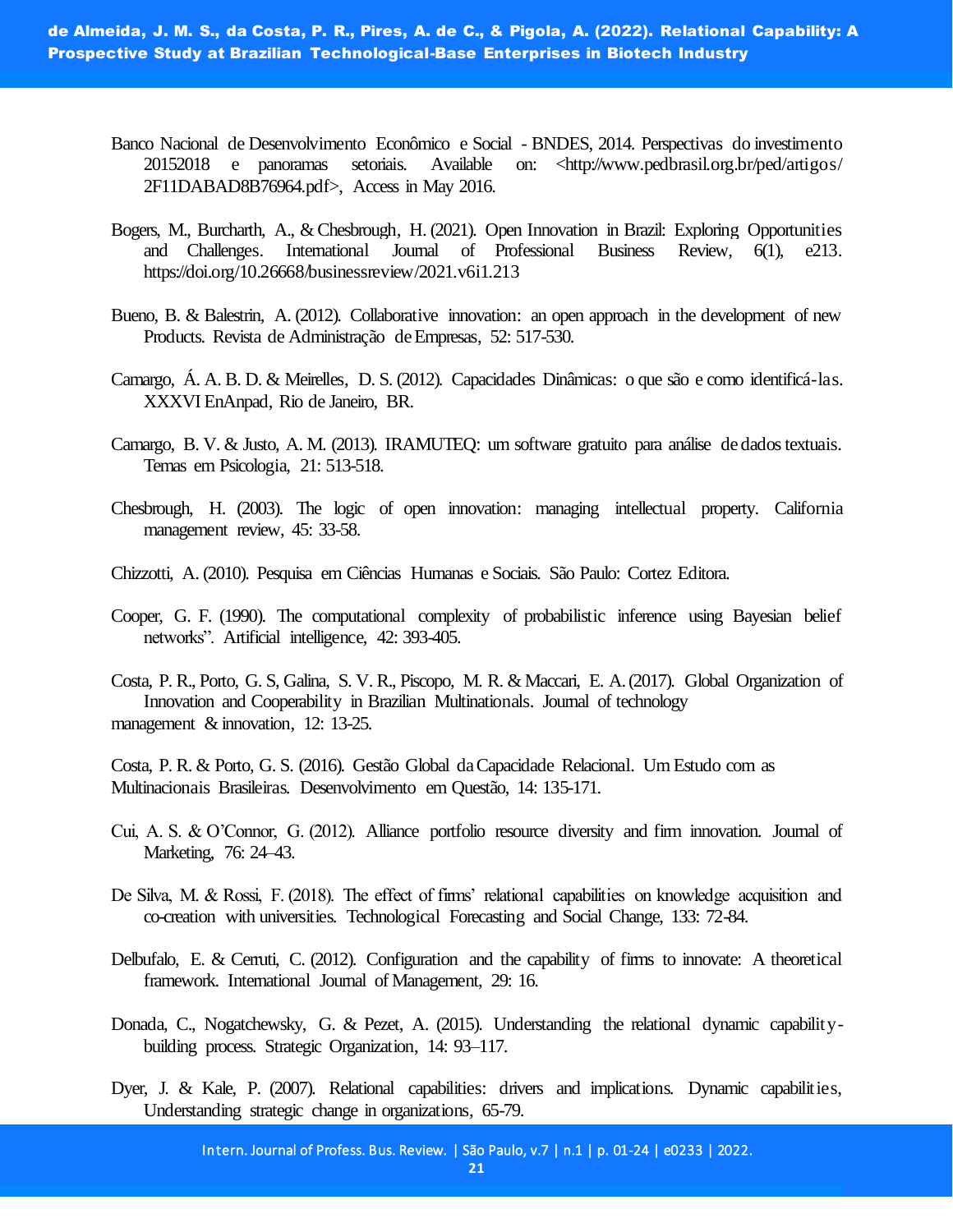Banco Nacional de Desenvolvimento Econômico e Social - BNDES, 2014. Perspectivas do investimento 20152018 e panoramas setoriais. Available on: <http://www.pedbrasil.org.br/ped/artigos/2F11DABAD8B76964.pdf>, Access in May 2016.

Bogers, M., Burcharth, A., & Chesbrough, H. (2021). Open Innovation in Brazil: Exploring Opportunities and Challenges. International Journal of Professional Business Review, 6(1), e213. https://doi.org/10.26668/businessreview/2021.v6i1.213

Bueno, B. & Balestrin, A. (2012). Collaborative innovation: an open approach in the development of new Products. Revista de Administração de Empresas, 52: 517-530.

Camargo, Á. A. B. D. & Meirelles, D. S. (2012). Capacidades Dinâmicas: o que são e como identificá-las. XXXVI EnAnpad, Rio de Janeiro, BR.

Camargo, B. V. & Justo, A. M. (2013). IRAMUTEQ: um software gratuito para análise de dados textuais. Temas em Psicologia, 21: 513-518.

Chesbrough, H. (2003). The logic of open innovation: managing intellectual property. California management review, 45: 33-58.

Chizzotti, A. (2010). Pesquisa em Ciências Humanas e Sociais. São Paulo: Cortez Editora.

Cooper, G. F. (1990). The computational complexity of probabilistic inference using Bayesian belief networks". Artificial intelligence, 42: 393-405.

Costa, P. R., Porto, G. S, Galina, S. V. R., Piscopo, M. R. & Maccari, E. A. (2017). Global Organization of Innovation and Cooperability in Brazilian Multinationals. Journal of technology management & innovation, 12: 13-25.

Costa, P. R. & Porto, G. S. (2016). Gestão Global da Capacidade Relacional. Um Estudo com as Multinacionais Brasileiras. Desenvolvimento em Questão, 14: 135-171.

Cui, A. S. & O'Connor, G. (2012). Alliance portfolio resource diversity and firm innovation. Journal of Marketing, 76: 24–43.

De Silva, M. & Rossi, F. (2018). The effect of firms' relational capabilities on knowledge acquisition and co-creation with universities. Technological Forecasting and Social Change, 133: 72-84.

Delbufalo, E. & Cerruti, C. (2012). Configuration and the capability of firms to innovate: A theoretical framework. International Journal of Management, 29: 16.

Donada, C., Nogatchewsky, G. & Pezet, A. (2015). Understanding the relational dynamic capability-building process. Strategic Organization, 14: 93–117.

Dyer, J. & Kale, P. (2007). Relational capabilities: drivers and implications. Dynamic capabilities, Understanding strategic change in organizations, 65-79.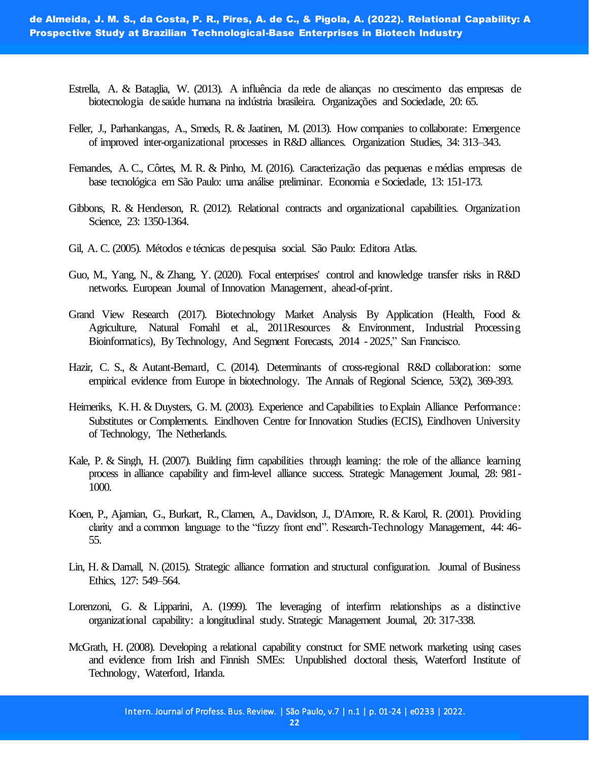Estrella, A. & Bataglia, W. (2013). A influência da rede de alianças no crescimento das empresas de biotecnologia de saúde humana na indústria brasileira. Organizações and Sociedade, 20: 65.

Feller, J., Parhankangas, A., Smeds, R. & Jaatinen, M. (2013). How companies to collaborate: Emergence of improved inter-organizational processes in R&D alliances. Organization Studies, 34: 313–343.

Fernandes, A. C., Côrtes, M. R. & Pinho, M. (2016). Caracterização das pequenas e médias empresas de base tecnológica em São Paulo: uma análise preliminar. Economia e Sociedade, 13: 151-173.

Gibbons, R. & Henderson, R. (2012). Relational contracts and organizational capabilities. Organization Science, 23: 1350-1364.

Gil, A. C. (2005). Métodos e técnicas de pesquisa social. São Paulo: Editora Atlas.

Guo, M., Yang, N., & Zhang, Y. (2020). Focal enterprises' control and knowledge transfer risks in R&D networks. European Journal of Innovation Management, ahead-of-print.

Grand View Research (2017). Biotechnology Market Analysis By Application (Health, Food & Agriculture, Natural Fornahl et al., 2011Resources & Environment, Industrial Processing Bioinformatics), By Technology, And Segment Forecasts, 2014 - 2025," San Francisco.

Hazir, C. S., & Autant-Bernard, C. (2014). Determinants of cross-regional R&D collaboration: some empirical evidence from Europe in biotechnology. The Annals of Regional Science, 53(2), 369-393.

Heimeriks, K. H. & Duysters, G. M. (2003). Experience and Capabilities to Explain Alliance Performance: Substitutes or Complements. Eindhoven Centre for Innovation Studies (ECIS), Eindhoven University of Technology, The Netherlands.

Kale, P. & Singh, H. (2007). Building firm capabilities through learning: the role of the alliance learning process in alliance capability and firm-level alliance success. Strategic Management Journal, 28: 981-1000.

Koen, P., Ajamian, G., Burkart, R., Clamen, A., Davidson, J., D'Amore, R. & Karol, R. (2001). Providing clarity and a common language to the "fuzzy front end". Research-Technology Management, 44: 46-55.

Lin, H. & Darnall, N. (2015). Strategic alliance formation and structural configuration. Journal of Business Ethics, 127: 549–564.

Lorenzoni, G. & Lipparini, A. (1999). The leveraging of interfirm relationships as a distinctive organizational capability: a longitudinal study. Strategic Management Journal, 20: 317-338.

McGrath, H. (2008). Developing a relational capability construct for SME network marketing using cases and evidence from Irish and Finnish SMEs: Unpublished doctoral thesis, Waterford Institute of Technology, Waterford, Irlanda.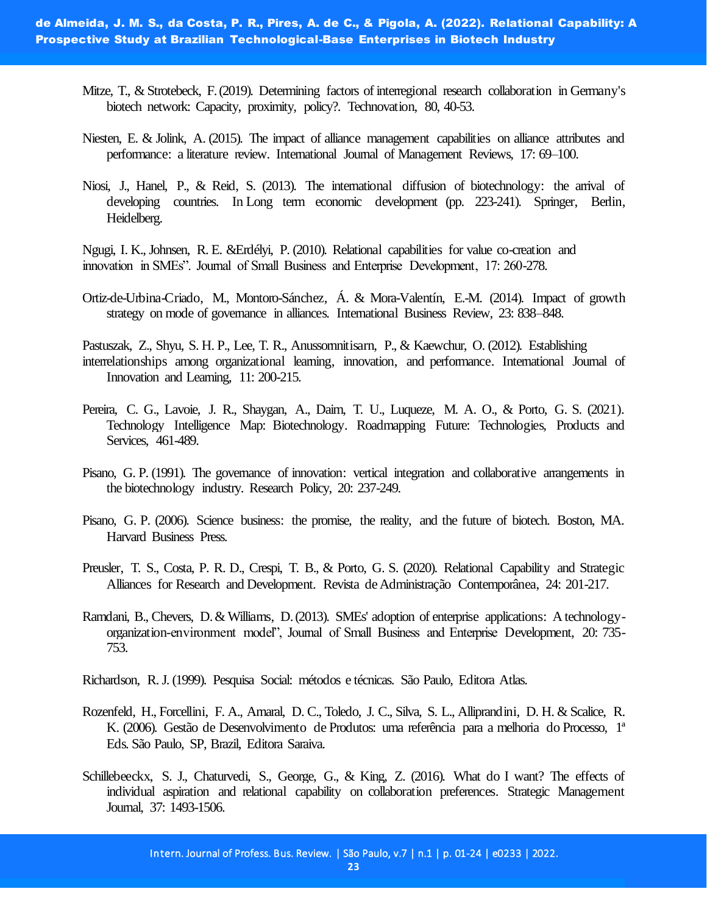Mitze, T., & Strotebeck, F. (2019). Determining factors of interregional research collaboration in Germany's biotech network: Capacity, proximity, policy?. Technovation, 80, 40-53.

Niesten, E. & Jolink, A. (2015). The impact of alliance management capabilities on alliance attributes and performance: a literature review. International Journal of Management Reviews, 17: 69–100.

Niosi, J., Hanel, P., & Reid, S. (2013). The international diffusion of biotechnology: the arrival of developing countries. In Long term economic development (pp. 223-241). Springer, Berlin, Heidelberg.

Ngugi, I. K., Johnsen, R. E. &Erdélyi, P. (2010). Relational capabilities for value co-creation and innovation in SMEs". Journal of Small Business and Enterprise Development, 17: 260-278.

Ortiz-de-Urbina-Criado, M., Montoro-Sánchez, Á. & Mora-Valentín, E.-M. (2014). Impact of growth strategy on mode of governance in alliances. International Business Review, 23: 838–848.

Pastuszak, Z., Shyu, S. H. P., Lee, T. R., Anussornnitisarn, P., & Kaewchur, O. (2012). Establishing interrelationships among organizational learning, innovation, and performance. International Journal of Innovation and Learning, 11: 200-215.

Pereira, C. G., Lavoie, J. R., Shaygan, A., Daim, T. U., Luqueze, M. A. O., & Porto, G. S. (2021). Technology Intelligence Map: Biotechnology. Roadmapping Future: Technologies, Products and Services, 461-489.

Pisano, G. P. (1991). The governance of innovation: vertical integration and collaborative arrangements in the biotechnology industry. Research Policy, 20: 237-249.

Pisano, G. P. (2006). Science business: the promise, the reality, and the future of biotech. Boston, MA. Harvard Business Press.

Preusler, T. S., Costa, P. R. D., Crespi, T. B., & Porto, G. S. (2020). Relational Capability and Strategic Alliances for Research and Development. Revista de Administração Contemporânea, 24: 201-217.

Ramdani, B., Chevers, D. & Williams, D. (2013). SMEs' adoption of enterprise applications: A technology-organization-environment model", Journal of Small Business and Enterprise Development, 20: 735-753.

Richardson, R. J. (1999). Pesquisa Social: métodos e técnicas. São Paulo, Editora Atlas.

Rozenfeld, H., Forcellini, F. A., Amaral, D. C., Toledo, J. C., Silva, S. L., Alliprandini, D. H. & Scalice, R. K. (2006). Gestão de Desenvolvimento de Produtos: uma referência para a melhoria do Processo, 1ª Eds. São Paulo, SP, Brazil, Editora Saraiva.

Schillebeeckx, S. J., Chaturvedi, S., George, G., & King, Z. (2016). What do I want? The effects of individual aspiration and relational capability on collaboration preferences. Strategic Management Journal, 37: 1493-1506.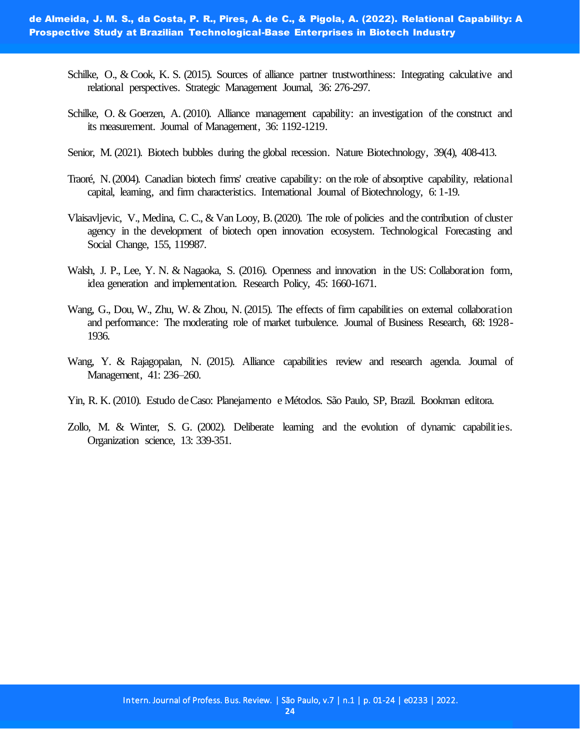Schilke, O., & Cook, K. S. (2015). Sources of alliance partner trustworthiness: Integrating calculative and relational perspectives. Strategic Management Journal, 36: 276-297.

Schilke, O. & Goerzen, A. (2010). Alliance management capability: an investigation of the construct and its measurement. Journal of Management, 36: 1192-1219.

Senior, M. (2021). Biotech bubbles during the global recession. Nature Biotechnology, 39(4), 408-413.

Traoré, N. (2004). Canadian biotech firms' creative capability: on the role of absorptive capability, relational capital, learning, and firm characteristics. International Journal of Biotechnology, 6: 1-19.

Vlaisavljevic, V., Medina, C. C., & Van Looy, B. (2020). The role of policies and the contribution of cluster agency in the development of biotech open innovation ecosystem. Technological Forecasting and Social Change, 155, 119987.

Walsh, J. P., Lee, Y. N. & Nagaoka, S. (2016). Openness and innovation in the US: Collaboration form, idea generation and implementation. Research Policy, 45: 1660-1671.

Wang, G., Dou, W., Zhu, W. & Zhou, N. (2015). The effects of firm capabilities on external collaboration and performance: The moderating role of market turbulence. Journal of Business Research, 68: 1928-1936.

Wang, Y. & Rajagopalan, N. (2015). Alliance capabilities review and research agenda. Journal of Management, 41: 236–260.

Yin, R. K. (2010). Estudo de Caso: Planejamento e Métodos. São Paulo, SP, Brazil. Bookman editora.

Zollo, M. & Winter, S. G. (2002). Deliberate learning and the evolution of dynamic capabilities. Organization science, 13: 339-351.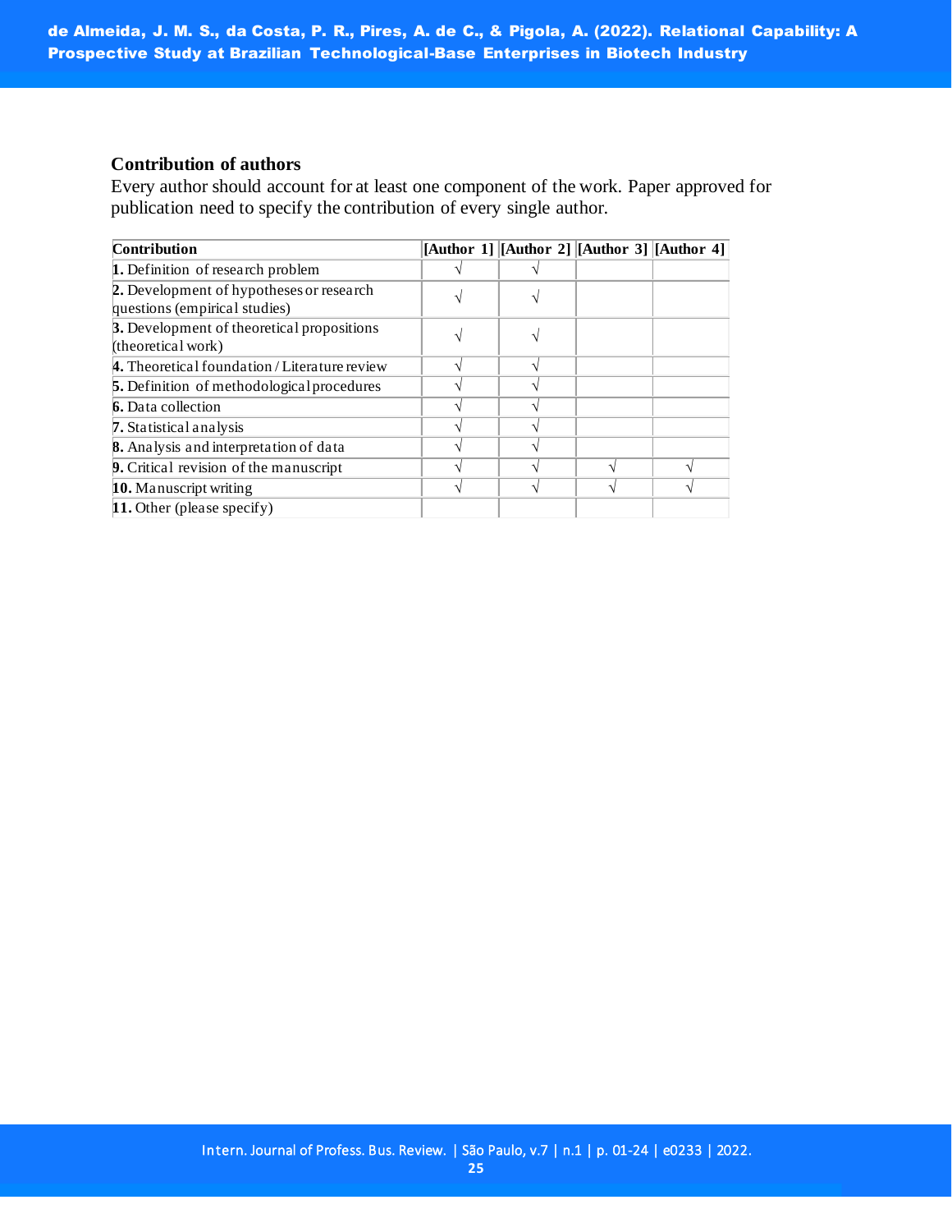### Contribution of authors

Every author should account for at least one component of the work. Paper approved for publication need to specify the contribution of every single author.

| Contribution | [Author 1] | [Author 2] | [Author 3] | [Author 4] |
|---|---|---|---|---|
| **1.** Definition of research problem | √ | √ | | |
| **2.** Development of hypotheses or research questions (empirical studies) | √ | √ | | |
| **3.** Development of theoretical propositions (theoretical work) | √ | √ | | |
| **4.** Theoretical foundation / Literature review | √ | √ | | |
| **5.** Definition of methodological procedures | √ | √ | | |
| **6.** Data collection | √ | √ | | |
| **7.** Statistical analysis | √ | √ | | |
| **8.** Analysis and interpretation of data | √ | √ | | |
| **9.** Critical revision of the manuscript | √ | √ | √ | √ |
| **10.** Manuscript writing | √ | √ | √ | √ |
| **11.** Other (please specify) | | | | |